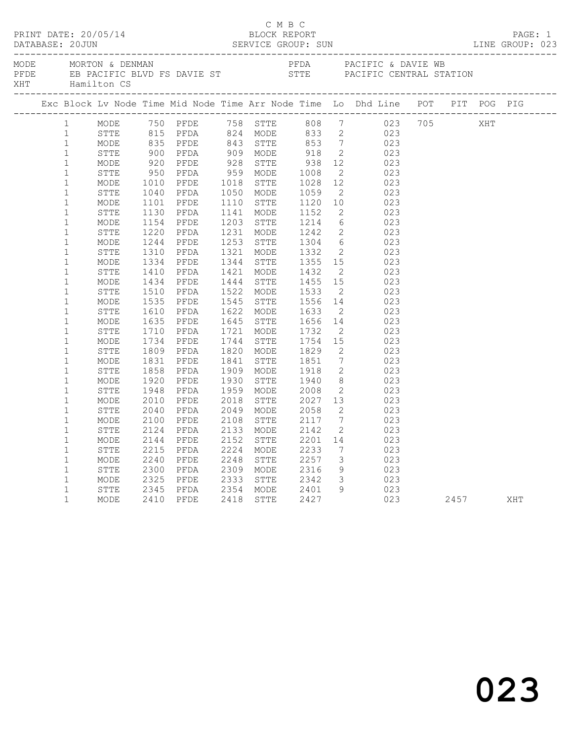C M B C

PRINT DATE: 20/05/14 BLOCK REPORT PAGE: 1
DATABASE: 20JUN SERVICE GROUP: SUN LINE GROUP: 023

MODE MORTON & DENMAN
PFDE EB PACIFIC BLVD FS DAVIE ST
XHT Hamilton CS
PFDA PACIFIC & DAVIE WB
STTE PACIFIC CENTRAL STATION

| Exc | Block | Lv | Node | Time | Mid Node | Time | Arr Node | Time | Lo | Dhd Line | POT | PIT | POG | PIG |
|---|---|---|---|---|---|---|---|---|---|---|---|---|---|---|
| | 1 | | MODE | 750 | PFDE | 758 | STTE | 808 | 7 | 023 | 705 | | XHT | |
| | 1 | | STTE | 815 | PFDA | 824 | MODE | 833 | 2 | 023 | | | | |
| | 1 | | MODE | 835 | PFDE | 843 | STTE | 853 | 7 | 023 | | | | |
| | 1 | | STTE | 900 | PFDA | 909 | MODE | 918 | 2 | 023 | | | | |
| | 1 | | MODE | 920 | PFDE | 928 | STTE | 938 | 12 | 023 | | | | |
| | 1 | | STTE | 950 | PFDA | 959 | MODE | 1008 | 2 | 023 | | | | |
| | 1 | | MODE | 1010 | PFDE | 1018 | STTE | 1028 | 12 | 023 | | | | |
| | 1 | | STTE | 1040 | PFDA | 1050 | MODE | 1059 | 2 | 023 | | | | |
| | 1 | | MODE | 1101 | PFDE | 1110 | STTE | 1120 | 10 | 023 | | | | |
| | 1 | | STTE | 1130 | PFDA | 1141 | MODE | 1152 | 2 | 023 | | | | |
| | 1 | | MODE | 1154 | PFDE | 1203 | STTE | 1214 | 6 | 023 | | | | |
| | 1 | | STTE | 1220 | PFDA | 1231 | MODE | 1242 | 2 | 023 | | | | |
| | 1 | | MODE | 1244 | PFDE | 1253 | STTE | 1304 | 6 | 023 | | | | |
| | 1 | | STTE | 1310 | PFDA | 1321 | MODE | 1332 | 2 | 023 | | | | |
| | 1 | | MODE | 1334 | PFDE | 1344 | STTE | 1355 | 15 | 023 | | | | |
| | 1 | | STTE | 1410 | PFDA | 1421 | MODE | 1432 | 2 | 023 | | | | |
| | 1 | | MODE | 1434 | PFDE | 1444 | STTE | 1455 | 15 | 023 | | | | |
| | 1 | | STTE | 1510 | PFDA | 1522 | MODE | 1533 | 2 | 023 | | | | |
| | 1 | | MODE | 1535 | PFDE | 1545 | STTE | 1556 | 14 | 023 | | | | |
| | 1 | | STTE | 1610 | PFDA | 1622 | MODE | 1633 | 2 | 023 | | | | |
| | 1 | | MODE | 1635 | PFDE | 1645 | STTE | 1656 | 14 | 023 | | | | |
| | 1 | | STTE | 1710 | PFDA | 1721 | MODE | 1732 | 2 | 023 | | | | |
| | 1 | | MODE | 1734 | PFDE | 1744 | STTE | 1754 | 15 | 023 | | | | |
| | 1 | | STTE | 1809 | PFDA | 1820 | MODE | 1829 | 2 | 023 | | | | |
| | 1 | | MODE | 1831 | PFDE | 1841 | STTE | 1851 | 7 | 023 | | | | |
| | 1 | | STTE | 1858 | PFDA | 1909 | MODE | 1918 | 2 | 023 | | | | |
| | 1 | | MODE | 1920 | PFDE | 1930 | STTE | 1940 | 8 | 023 | | | | |
| | 1 | | STTE | 1948 | PFDA | 1959 | MODE | 2008 | 2 | 023 | | | | |
| | 1 | | MODE | 2010 | PFDE | 2018 | STTE | 2027 | 13 | 023 | | | | |
| | 1 | | STTE | 2040 | PFDA | 2049 | MODE | 2058 | 2 | 023 | | | | |
| | 1 | | MODE | 2100 | PFDE | 2108 | STTE | 2117 | 7 | 023 | | | | |
| | 1 | | STTE | 2124 | PFDA | 2133 | MODE | 2142 | 2 | 023 | | | | |
| | 1 | | MODE | 2144 | PFDE | 2152 | STTE | 2201 | 14 | 023 | | | | |
| | 1 | | STTE | 2215 | PFDA | 2224 | MODE | 2233 | 7 | 023 | | | | |
| | 1 | | MODE | 2240 | PFDE | 2248 | STTE | 2257 | 3 | 023 | | | | |
| | 1 | | STTE | 2300 | PFDA | 2309 | MODE | 2316 | 9 | 023 | | | | |
| | 1 | | MODE | 2325 | PFDE | 2333 | STTE | 2342 | 3 | 023 | | | | |
| | 1 | | STTE | 2345 | PFDA | 2354 | MODE | 2401 | 9 | 023 | | | | |
| | 1 | | MODE | 2410 | PFDE | 2418 | STTE | 2427 | | 023 | | 2457 | | XHT |

023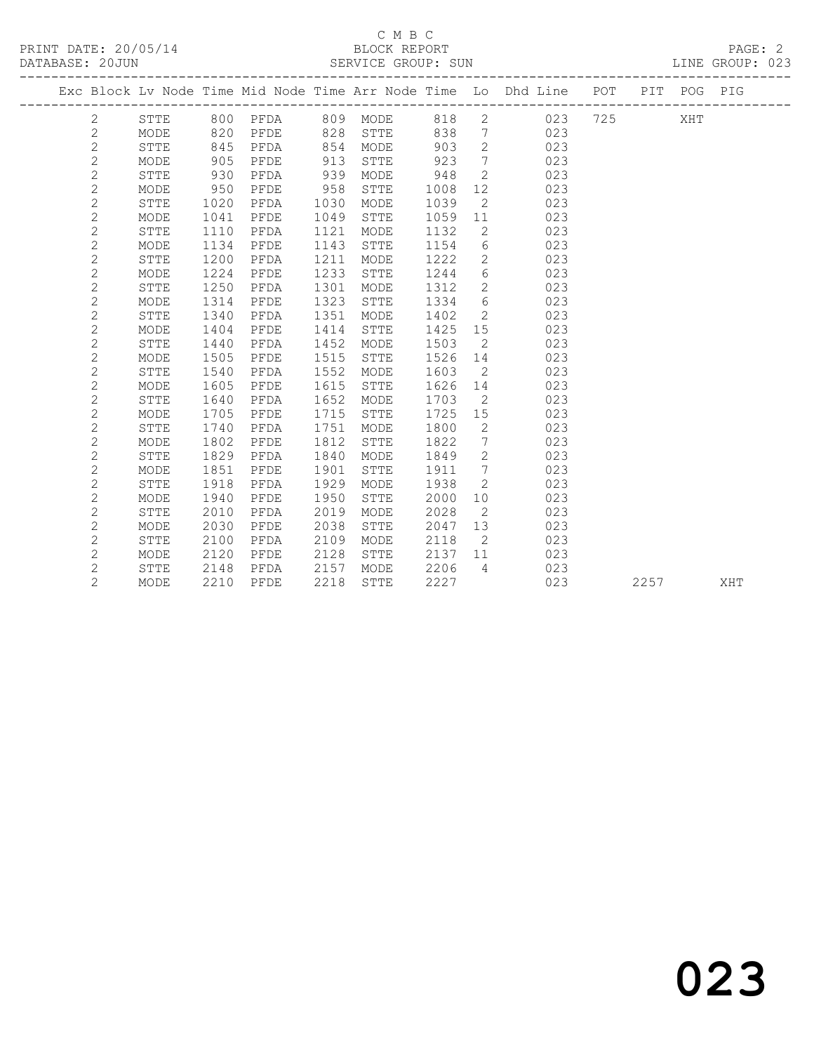C M B C

BLOCK REPORT

PRINT DATE: 20/05/14
DATABASE: 20JUN
SERVICE GROUP: SUN
LINE GROUP: 023

| Exc | Block | Lv | Node | Time | Mid Node | Time | Arr Node | Time | Lo | Dhd Line | POT | PIT | POG | PIG |
|---|---|---|---|---|---|---|---|---|---|---|---|---|---|---|
| | 2 | | STTE | 800 | PFDA | 809 | MODE | 818 | 2 | 023 | 725 | | XHT | |
| | 2 | | MODE | 820 | PFDE | 828 | STTE | 838 | 7 | 023 | | | | |
| | 2 | | STTE | 845 | PFDA | 854 | MODE | 903 | 2 | 023 | | | | |
| | 2 | | MODE | 905 | PFDE | 913 | STTE | 923 | 7 | 023 | | | | |
| | 2 | | STTE | 930 | PFDA | 939 | MODE | 948 | 2 | 023 | | | | |
| | 2 | | MODE | 950 | PFDE | 958 | STTE | 1008 | 12 | 023 | | | | |
| | 2 | | STTE | 1020 | PFDA | 1030 | MODE | 1039 | 2 | 023 | | | | |
| | 2 | | MODE | 1041 | PFDE | 1049 | STTE | 1059 | 11 | 023 | | | | |
| | 2 | | STTE | 1110 | PFDA | 1121 | MODE | 1132 | 2 | 023 | | | | |
| | 2 | | MODE | 1134 | PFDE | 1143 | STTE | 1154 | 6 | 023 | | | | |
| | 2 | | STTE | 1200 | PFDA | 1211 | MODE | 1222 | 2 | 023 | | | | |
| | 2 | | MODE | 1224 | PFDE | 1233 | STTE | 1244 | 6 | 023 | | | | |
| | 2 | | STTE | 1250 | PFDA | 1301 | MODE | 1312 | 2 | 023 | | | | |
| | 2 | | MODE | 1314 | PFDE | 1323 | STTE | 1334 | 6 | 023 | | | | |
| | 2 | | STTE | 1340 | PFDA | 1351 | MODE | 1402 | 2 | 023 | | | | |
| | 2 | | MODE | 1404 | PFDE | 1414 | STTE | 1425 | 15 | 023 | | | | |
| | 2 | | STTE | 1440 | PFDA | 1452 | MODE | 1503 | 2 | 023 | | | | |
| | 2 | | MODE | 1505 | PFDE | 1515 | STTE | 1526 | 14 | 023 | | | | |
| | 2 | | STTE | 1540 | PFDA | 1552 | MODE | 1603 | 2 | 023 | | | | |
| | 2 | | MODE | 1605 | PFDE | 1615 | STTE | 1626 | 14 | 023 | | | | |
| | 2 | | STTE | 1640 | PFDA | 1652 | MODE | 1703 | 2 | 023 | | | | |
| | 2 | | MODE | 1705 | PFDE | 1715 | STTE | 1725 | 15 | 023 | | | | |
| | 2 | | STTE | 1740 | PFDA | 1751 | MODE | 1800 | 2 | 023 | | | | |
| | 2 | | MODE | 1802 | PFDE | 1812 | STTE | 1822 | 7 | 023 | | | | |
| | 2 | | STTE | 1829 | PFDA | 1840 | MODE | 1849 | 2 | 023 | | | | |
| | 2 | | MODE | 1851 | PFDE | 1901 | STTE | 1911 | 7 | 023 | | | | |
| | 2 | | STTE | 1918 | PFDA | 1929 | MODE | 1938 | 2 | 023 | | | | |
| | 2 | | MODE | 1940 | PFDE | 1950 | STTE | 2000 | 10 | 023 | | | | |
| | 2 | | STTE | 2010 | PFDA | 2019 | MODE | 2028 | 2 | 023 | | | | |
| | 2 | | MODE | 2030 | PFDE | 2038 | STTE | 2047 | 13 | 023 | | | | |
| | 2 | | STTE | 2100 | PFDA | 2109 | MODE | 2118 | 2 | 023 | | | | |
| | 2 | | MODE | 2120 | PFDE | 2128 | STTE | 2137 | 11 | 023 | | | | |
| | 2 | | STTE | 2148 | PFDA | 2157 | MODE | 2206 | 4 | 023 | | | | |
| | 2 | | MODE | 2210 | PFDE | 2218 | STTE | 2227 | | 023 | | 2257 | | XHT |

023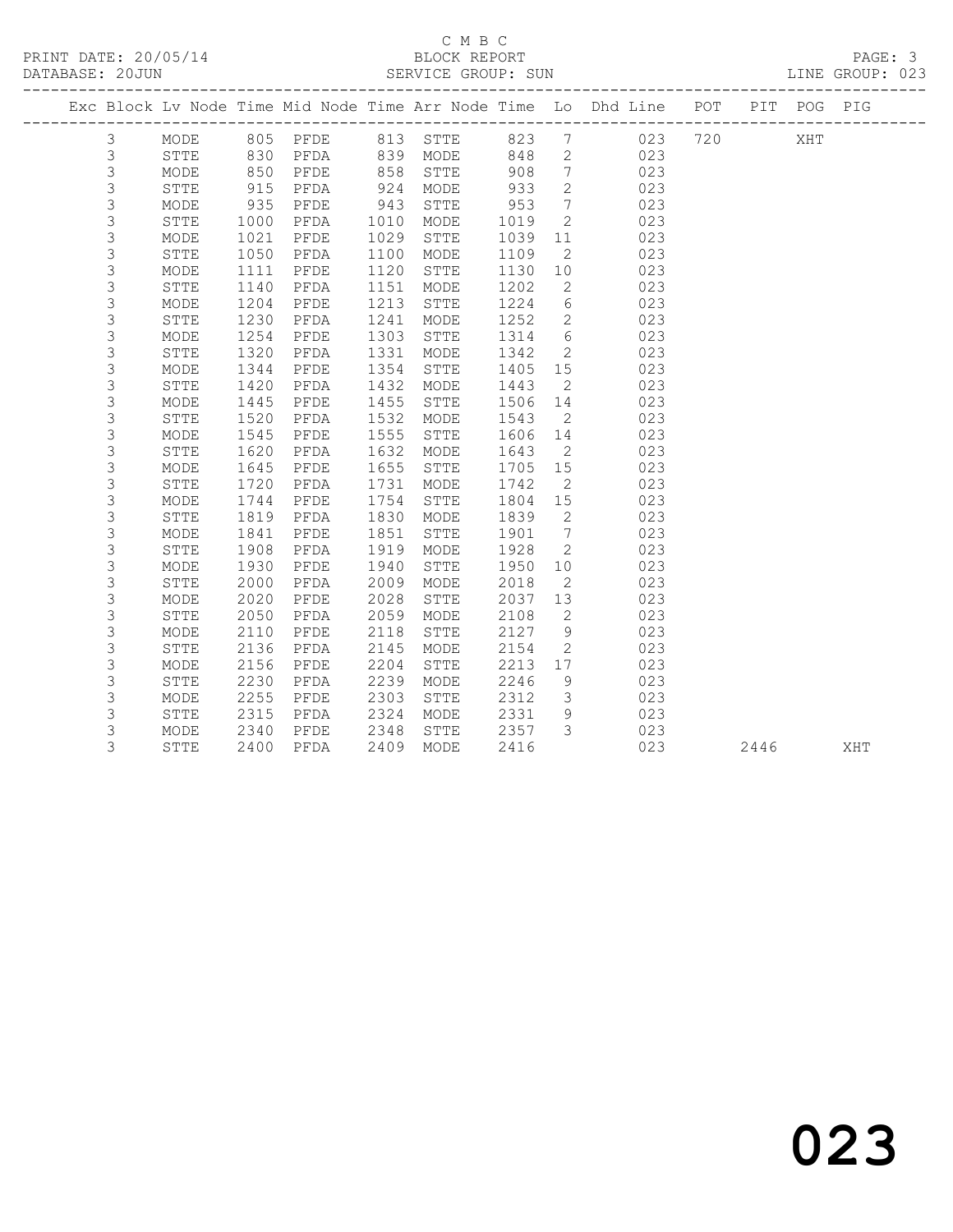C M B C

PRINT DATE: 20/05/14 BLOCK REPORT

DATABASE: 20JUN SERVICE GROUP: SUN LINE GROUP: 023

| Exc | Block | Lv | Node | Time | Mid Node | Time | Arr Node | Time | Lo | Dhd Line | POT | PIT | POG | PIG |
|---|---|---|---|---|---|---|---|---|---|---|---|---|---|---|
| | 3 | | MODE | 805 | PFDE | 813 | STTE | 823 | 7 | 023 | 720 | | XHT | |
| | 3 | | STTE | 830 | PFDA | 839 | MODE | 848 | 2 | 023 | | | | |
| | 3 | | MODE | 850 | PFDE | 858 | STTE | 908 | 7 | 023 | | | | |
| | 3 | | STTE | 915 | PFDA | 924 | MODE | 933 | 2 | 023 | | | | |
| | 3 | | MODE | 935 | PFDE | 943 | STTE | 953 | 7 | 023 | | | | |
| | 3 | | STTE | 1000 | PFDA | 1010 | MODE | 1019 | 2 | 023 | | | | |
| | 3 | | MODE | 1021 | PFDE | 1029 | STTE | 1039 | 11 | 023 | | | | |
| | 3 | | STTE | 1050 | PFDA | 1100 | MODE | 1109 | 2 | 023 | | | | |
| | 3 | | MODE | 1111 | PFDE | 1120 | STTE | 1130 | 10 | 023 | | | | |
| | 3 | | STTE | 1140 | PFDA | 1151 | MODE | 1202 | 2 | 023 | | | | |
| | 3 | | MODE | 1204 | PFDE | 1213 | STTE | 1224 | 6 | 023 | | | | |
| | 3 | | STTE | 1230 | PFDA | 1241 | MODE | 1252 | 2 | 023 | | | | |
| | 3 | | MODE | 1254 | PFDE | 1303 | STTE | 1314 | 6 | 023 | | | | |
| | 3 | | STTE | 1320 | PFDA | 1331 | MODE | 1342 | 2 | 023 | | | | |
| | 3 | | MODE | 1344 | PFDE | 1354 | STTE | 1405 | 15 | 023 | | | | |
| | 3 | | STTE | 1420 | PFDA | 1432 | MODE | 1443 | 2 | 023 | | | | |
| | 3 | | MODE | 1445 | PFDE | 1455 | STTE | 1506 | 14 | 023 | | | | |
| | 3 | | STTE | 1520 | PFDA | 1532 | MODE | 1543 | 2 | 023 | | | | |
| | 3 | | MODE | 1545 | PFDE | 1555 | STTE | 1606 | 14 | 023 | | | | |
| | 3 | | STTE | 1620 | PFDA | 1632 | MODE | 1643 | 2 | 023 | | | | |
| | 3 | | MODE | 1645 | PFDE | 1655 | STTE | 1705 | 15 | 023 | | | | |
| | 3 | | STTE | 1720 | PFDA | 1731 | MODE | 1742 | 2 | 023 | | | | |
| | 3 | | MODE | 1744 | PFDE | 1754 | STTE | 1804 | 15 | 023 | | | | |
| | 3 | | STTE | 1819 | PFDA | 1830 | MODE | 1839 | 2 | 023 | | | | |
| | 3 | | MODE | 1841 | PFDE | 1851 | STTE | 1901 | 7 | 023 | | | | |
| | 3 | | STTE | 1908 | PFDA | 1919 | MODE | 1928 | 2 | 023 | | | | |
| | 3 | | MODE | 1930 | PFDE | 1940 | STTE | 1950 | 10 | 023 | | | | |
| | 3 | | STTE | 2000 | PFDA | 2009 | MODE | 2018 | 2 | 023 | | | | |
| | 3 | | MODE | 2020 | PFDE | 2028 | STTE | 2037 | 13 | 023 | | | | |
| | 3 | | STTE | 2050 | PFDA | 2059 | MODE | 2108 | 2 | 023 | | | | |
| | 3 | | MODE | 2110 | PFDE | 2118 | STTE | 2127 | 9 | 023 | | | | |
| | 3 | | STTE | 2136 | PFDA | 2145 | MODE | 2154 | 2 | 023 | | | | |
| | 3 | | MODE | 2156 | PFDE | 2204 | STTE | 2213 | 17 | 023 | | | | |
| | 3 | | STTE | 2230 | PFDA | 2239 | MODE | 2246 | 9 | 023 | | | | |
| | 3 | | MODE | 2255 | PFDE | 2303 | STTE | 2312 | 3 | 023 | | | | |
| | 3 | | STTE | 2315 | PFDA | 2324 | MODE | 2331 | 9 | 023 | | | | |
| | 3 | | MODE | 2340 | PFDE | 2348 | STTE | 2357 | 3 | 023 | | | | |
| | 3 | | STTE | 2400 | PFDA | 2409 | MODE | 2416 | | 023 | | 2446 | | XHT |

023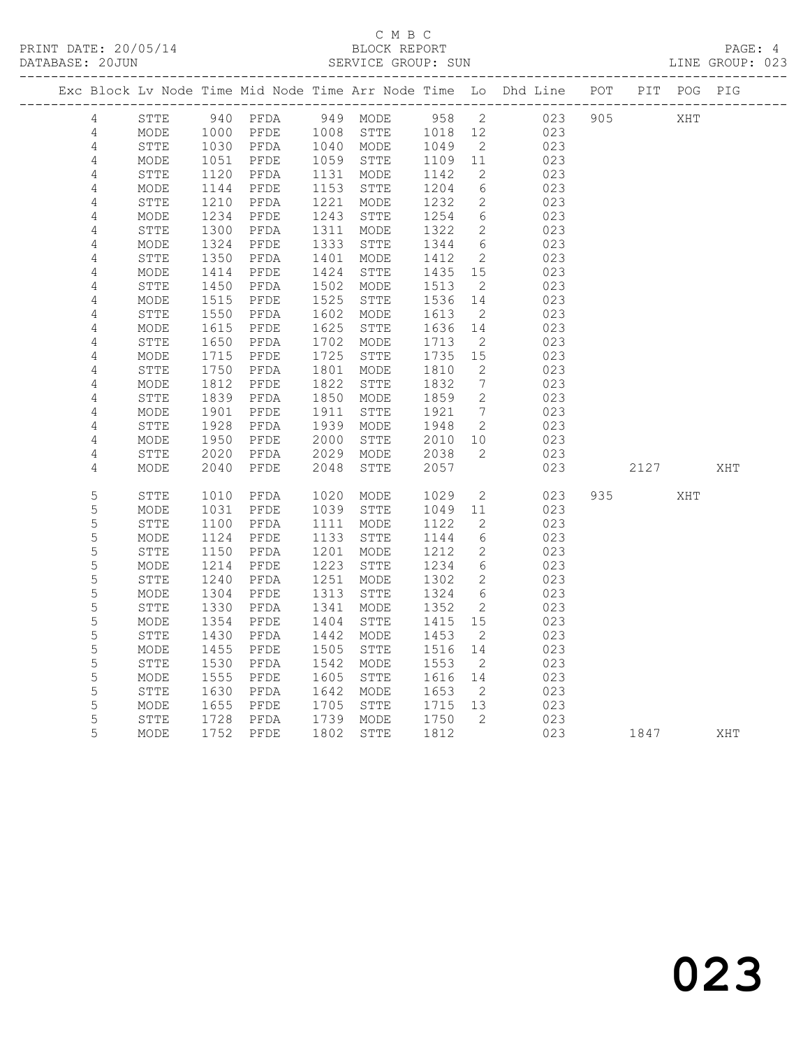C M B C

BLOCK REPORT

SERVICE GROUP: SUN

PRINT DATE: 20/05/14
DATABASE: 20JUN
LINE GROUP: 023

| Exc | Block | Lv | Node | Time | Mid Node | Time | Arr Node | Time | Lo | Dhd Line | POT | PIT | POG | PIG |
|---|---|---|---|---|---|---|---|---|---|---|---|---|---|---|
| | 4 | | STTE | 940 | PFDA | 949 | MODE | 958 | 2 | 023 | 905 | | XHT | |
| | 4 | | MODE | 1000 | PFDE | 1008 | STTE | 1018 | 12 | 023 | | | | |
| | 4 | | STTE | 1030 | PFDA | 1040 | MODE | 1049 | 2 | 023 | | | | |
| | 4 | | MODE | 1051 | PFDE | 1059 | STTE | 1109 | 11 | 023 | | | | |
| | 4 | | STTE | 1120 | PFDA | 1131 | MODE | 1142 | 2 | 023 | | | | |
| | 4 | | MODE | 1144 | PFDE | 1153 | STTE | 1204 | 6 | 023 | | | | |
| | 4 | | STTE | 1210 | PFDA | 1221 | MODE | 1232 | 2 | 023 | | | | |
| | 4 | | MODE | 1234 | PFDE | 1243 | STTE | 1254 | 6 | 023 | | | | |
| | 4 | | STTE | 1300 | PFDA | 1311 | MODE | 1322 | 2 | 023 | | | | |
| | 4 | | MODE | 1324 | PFDE | 1333 | STTE | 1344 | 6 | 023 | | | | |
| | 4 | | STTE | 1350 | PFDA | 1401 | MODE | 1412 | 2 | 023 | | | | |
| | 4 | | MODE | 1414 | PFDE | 1424 | STTE | 1435 | 15 | 023 | | | | |
| | 4 | | STTE | 1450 | PFDA | 1502 | MODE | 1513 | 2 | 023 | | | | |
| | 4 | | MODE | 1515 | PFDE | 1525 | STTE | 1536 | 14 | 023 | | | | |
| | 4 | | STTE | 1550 | PFDA | 1602 | MODE | 1613 | 2 | 023 | | | | |
| | 4 | | MODE | 1615 | PFDE | 1625 | STTE | 1636 | 14 | 023 | | | | |
| | 4 | | STTE | 1650 | PFDA | 1702 | MODE | 1713 | 2 | 023 | | | | |
| | 4 | | MODE | 1715 | PFDE | 1725 | STTE | 1735 | 15 | 023 | | | | |
| | 4 | | STTE | 1750 | PFDA | 1801 | MODE | 1810 | 2 | 023 | | | | |
| | 4 | | MODE | 1812 | PFDE | 1822 | STTE | 1832 | 7 | 023 | | | | |
| | 4 | | STTE | 1839 | PFDA | 1850 | MODE | 1859 | 2 | 023 | | | | |
| | 4 | | MODE | 1901 | PFDE | 1911 | STTE | 1921 | 7 | 023 | | | | |
| | 4 | | STTE | 1928 | PFDA | 1939 | MODE | 1948 | 2 | 023 | | | | |
| | 4 | | MODE | 1950 | PFDE | 2000 | STTE | 2010 | 10 | 023 | | | | |
| | 4 | | STTE | 2020 | PFDA | 2029 | MODE | 2038 | 2 | 023 | | | | |
| | 4 | | MODE | 2040 | PFDE | 2048 | STTE | 2057 | | 023 | | 2127 | | XHT |
| | 5 | | STTE | 1010 | PFDA | 1020 | MODE | 1029 | 2 | 023 | 935 | | XHT | |
| | 5 | | MODE | 1031 | PFDE | 1039 | STTE | 1049 | 11 | 023 | | | | |
| | 5 | | STTE | 1100 | PFDA | 1111 | MODE | 1122 | 2 | 023 | | | | |
| | 5 | | MODE | 1124 | PFDE | 1133 | STTE | 1144 | 6 | 023 | | | | |
| | 5 | | STTE | 1150 | PFDA | 1201 | MODE | 1212 | 2 | 023 | | | | |
| | 5 | | MODE | 1214 | PFDE | 1223 | STTE | 1234 | 6 | 023 | | | | |
| | 5 | | STTE | 1240 | PFDA | 1251 | MODE | 1302 | 2 | 023 | | | | |
| | 5 | | MODE | 1304 | PFDE | 1313 | STTE | 1324 | 6 | 023 | | | | |
| | 5 | | STTE | 1330 | PFDA | 1341 | MODE | 1352 | 2 | 023 | | | | |
| | 5 | | MODE | 1354 | PFDE | 1404 | STTE | 1415 | 15 | 023 | | | | |
| | 5 | | STTE | 1430 | PFDA | 1442 | MODE | 1453 | 2 | 023 | | | | |
| | 5 | | MODE | 1455 | PFDE | 1505 | STTE | 1516 | 14 | 023 | | | | |
| | 5 | | STTE | 1530 | PFDA | 1542 | MODE | 1553 | 2 | 023 | | | | |
| | 5 | | MODE | 1555 | PFDE | 1605 | STTE | 1616 | 14 | 023 | | | | |
| | 5 | | STTE | 1630 | PFDA | 1642 | MODE | 1653 | 2 | 023 | | | | |
| | 5 | | MODE | 1655 | PFDE | 1705 | STTE | 1715 | 13 | 023 | | | | |
| | 5 | | STTE | 1728 | PFDA | 1739 | MODE | 1750 | 2 | 023 | | | | |
| | 5 | | MODE | 1752 | PFDE | 1802 | STTE | 1812 | | 023 | | 1847 | | XHT |

023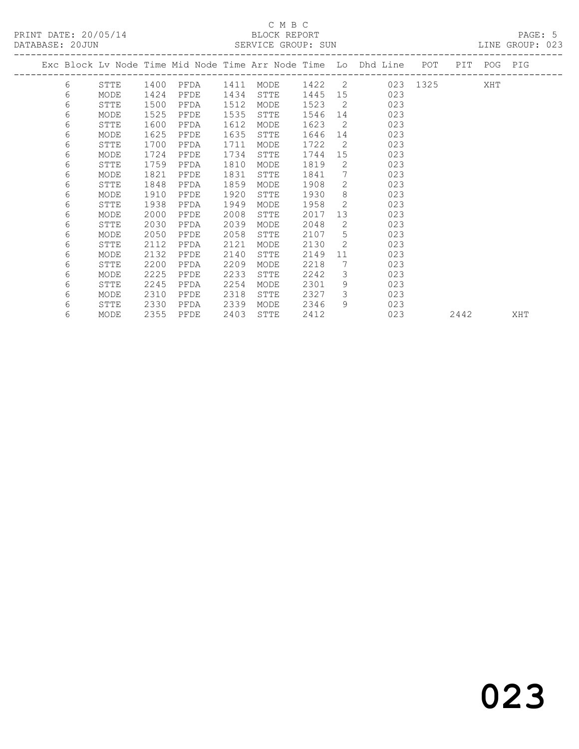C M B C

PRINT DATE: 20/05/14 BLOCK REPORT
DATABASE: 20JUN SERVICE GROUP: SUN LINE GROUP: 023

| Exc | Block | Lv | Node | Time | Mid Node | Time | Arr Node | Time | Lo | Dhd Line | POT | PIT | POG | PIG |
|---|---|---|---|---|---|---|---|---|---|---|---|---|---|---|
| | 6 | | STTE | 1400 | PFDA | 1411 | MODE | 1422 | 2 | 023 | 1325 | | XHT | |
| | 6 | | MODE | 1424 | PFDE | 1434 | STTE | 1445 | 15 | 023 | | | | |
| | 6 | | STTE | 1500 | PFDA | 1512 | MODE | 1523 | 2 | 023 | | | | |
| | 6 | | MODE | 1525 | PFDE | 1535 | STTE | 1546 | 14 | 023 | | | | |
| | 6 | | STTE | 1600 | PFDA | 1612 | MODE | 1623 | 2 | 023 | | | | |
| | 6 | | MODE | 1625 | PFDE | 1635 | STTE | 1646 | 14 | 023 | | | | |
| | 6 | | STTE | 1700 | PFDA | 1711 | MODE | 1722 | 2 | 023 | | | | |
| | 6 | | MODE | 1724 | PFDE | 1734 | STTE | 1744 | 15 | 023 | | | | |
| | 6 | | STTE | 1759 | PFDA | 1810 | MODE | 1819 | 2 | 023 | | | | |
| | 6 | | MODE | 1821 | PFDE | 1831 | STTE | 1841 | 7 | 023 | | | | |
| | 6 | | STTE | 1848 | PFDA | 1859 | MODE | 1908 | 2 | 023 | | | | |
| | 6 | | MODE | 1910 | PFDE | 1920 | STTE | 1930 | 8 | 023 | | | | |
| | 6 | | STTE | 1938 | PFDA | 1949 | MODE | 1958 | 2 | 023 | | | | |
| | 6 | | MODE | 2000 | PFDE | 2008 | STTE | 2017 | 13 | 023 | | | | |
| | 6 | | STTE | 2030 | PFDA | 2039 | MODE | 2048 | 2 | 023 | | | | |
| | 6 | | MODE | 2050 | PFDE | 2058 | STTE | 2107 | 5 | 023 | | | | |
| | 6 | | STTE | 2112 | PFDA | 2121 | MODE | 2130 | 2 | 023 | | | | |
| | 6 | | MODE | 2132 | PFDE | 2140 | STTE | 2149 | 11 | 023 | | | | |
| | 6 | | STTE | 2200 | PFDA | 2209 | MODE | 2218 | 7 | 023 | | | | |
| | 6 | | MODE | 2225 | PFDE | 2233 | STTE | 2242 | 3 | 023 | | | | |
| | 6 | | STTE | 2245 | PFDA | 2254 | MODE | 2301 | 9 | 023 | | | | |
| | 6 | | MODE | 2310 | PFDE | 2318 | STTE | 2327 | 3 | 023 | | | | |
| | 6 | | STTE | 2330 | PFDA | 2339 | MODE | 2346 | 9 | 023 | | | | |
| | 6 | | MODE | 2355 | PFDE | 2403 | STTE | 2412 | | 023 | | 2442 | | XHT |

023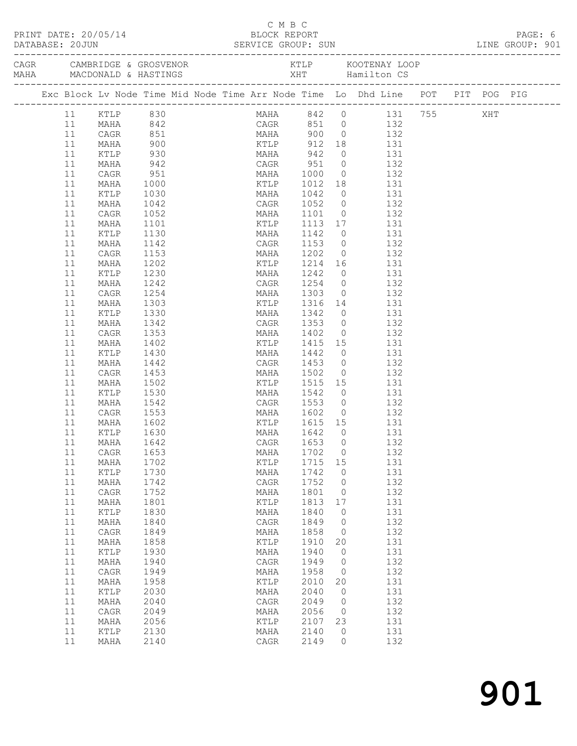C M B C

PRINT DATE: 20/05/14 BLOCK REPORT PAGE: 6
DATABASE: 20JUN SERVICE GROUP: SUN LINE GROUP: 901

| CAGR | CAMBRIDGE & GROSVENOR | KTLP | KOOTENAY LOOP |
|---|---|---|---|
| MAHA | MACDONALD & HASTINGS | XHT | Hamilton CS |

| Exc | Block | Lv Node | Time | Mid Node | Time | Arr Node | Time | Lo | Dhd Line | POT | PIT | POG | PIG |
|---|---|---|---|---|---|---|---|---|---|---|---|---|---|
| | 11 | KTLP | 830 | | | MAHA | 842 | 0 | 131 | 755 | | XHT | |
| | 11 | MAHA | 842 | | | CAGR | 851 | 0 | 132 | | | | |
| | 11 | CAGR | 851 | | | MAHA | 900 | 0 | 132 | | | | |
| | 11 | MAHA | 900 | | | KTLP | 912 | 18 | 131 | | | | |
| | 11 | KTLP | 930 | | | MAHA | 942 | 0 | 131 | | | | |
| | 11 | MAHA | 942 | | | CAGR | 951 | 0 | 132 | | | | |
| | 11 | CAGR | 951 | | | MAHA | 1000 | 0 | 132 | | | | |
| | 11 | MAHA | 1000 | | | KTLP | 1012 | 18 | 131 | | | | |
| | 11 | KTLP | 1030 | | | MAHA | 1042 | 0 | 131 | | | | |
| | 11 | MAHA | 1042 | | | CAGR | 1052 | 0 | 132 | | | | |
| | 11 | CAGR | 1052 | | | MAHA | 1101 | 0 | 132 | | | | |
| | 11 | MAHA | 1101 | | | KTLP | 1113 | 17 | 131 | | | | |
| | 11 | KTLP | 1130 | | | MAHA | 1142 | 0 | 131 | | | | |
| | 11 | MAHA | 1142 | | | CAGR | 1153 | 0 | 132 | | | | |
| | 11 | CAGR | 1153 | | | MAHA | 1202 | 0 | 132 | | | | |
| | 11 | MAHA | 1202 | | | KTLP | 1214 | 16 | 131 | | | | |
| | 11 | KTLP | 1230 | | | MAHA | 1242 | 0 | 131 | | | | |
| | 11 | MAHA | 1242 | | | CAGR | 1254 | 0 | 132 | | | | |
| | 11 | CAGR | 1254 | | | MAHA | 1303 | 0 | 132 | | | | |
| | 11 | MAHA | 1303 | | | KTLP | 1316 | 14 | 131 | | | | |
| | 11 | KTLP | 1330 | | | MAHA | 1342 | 0 | 131 | | | | |
| | 11 | MAHA | 1342 | | | CAGR | 1353 | 0 | 132 | | | | |
| | 11 | CAGR | 1353 | | | MAHA | 1402 | 0 | 132 | | | | |
| | 11 | MAHA | 1402 | | | KTLP | 1415 | 15 | 131 | | | | |
| | 11 | KTLP | 1430 | | | MAHA | 1442 | 0 | 131 | | | | |
| | 11 | MAHA | 1442 | | | CAGR | 1453 | 0 | 132 | | | | |
| | 11 | CAGR | 1453 | | | MAHA | 1502 | 0 | 132 | | | | |
| | 11 | MAHA | 1502 | | | KTLP | 1515 | 15 | 131 | | | | |
| | 11 | KTLP | 1530 | | | MAHA | 1542 | 0 | 131 | | | | |
| | 11 | MAHA | 1542 | | | CAGR | 1553 | 0 | 132 | | | | |
| | 11 | CAGR | 1553 | | | MAHA | 1602 | 0 | 132 | | | | |
| | 11 | MAHA | 1602 | | | KTLP | 1615 | 15 | 131 | | | | |
| | 11 | KTLP | 1630 | | | MAHA | 1642 | 0 | 131 | | | | |
| | 11 | MAHA | 1642 | | | CAGR | 1653 | 0 | 132 | | | | |
| | 11 | CAGR | 1653 | | | MAHA | 1702 | 0 | 132 | | | | |
| | 11 | MAHA | 1702 | | | KTLP | 1715 | 15 | 131 | | | | |
| | 11 | KTLP | 1730 | | | MAHA | 1742 | 0 | 131 | | | | |
| | 11 | MAHA | 1742 | | | CAGR | 1752 | 0 | 132 | | | | |
| | 11 | CAGR | 1752 | | | MAHA | 1801 | 0 | 132 | | | | |
| | 11 | MAHA | 1801 | | | KTLP | 1813 | 17 | 131 | | | | |
| | 11 | KTLP | 1830 | | | MAHA | 1840 | 0 | 131 | | | | |
| | 11 | MAHA | 1840 | | | CAGR | 1849 | 0 | 132 | | | | |
| | 11 | CAGR | 1849 | | | MAHA | 1858 | 0 | 132 | | | | |
| | 11 | MAHA | 1858 | | | KTLP | 1910 | 20 | 131 | | | | |
| | 11 | KTLP | 1930 | | | MAHA | 1940 | 0 | 131 | | | | |
| | 11 | MAHA | 1940 | | | CAGR | 1949 | 0 | 132 | | | | |
| | 11 | CAGR | 1949 | | | MAHA | 1958 | 0 | 132 | | | | |
| | 11 | MAHA | 1958 | | | KTLP | 2010 | 20 | 131 | | | | |
| | 11 | KTLP | 2030 | | | MAHA | 2040 | 0 | 131 | | | | |
| | 11 | MAHA | 2040 | | | CAGR | 2049 | 0 | 132 | | | | |
| | 11 | CAGR | 2049 | | | MAHA | 2056 | 0 | 132 | | | | |
| | 11 | MAHA | 2056 | | | KTLP | 2107 | 23 | 131 | | | | |
| | 11 | KTLP | 2130 | | | MAHA | 2140 | 0 | 131 | | | | |
| | 11 | MAHA | 2140 | | | CAGR | 2149 | 0 | 132 | | | | |

# 901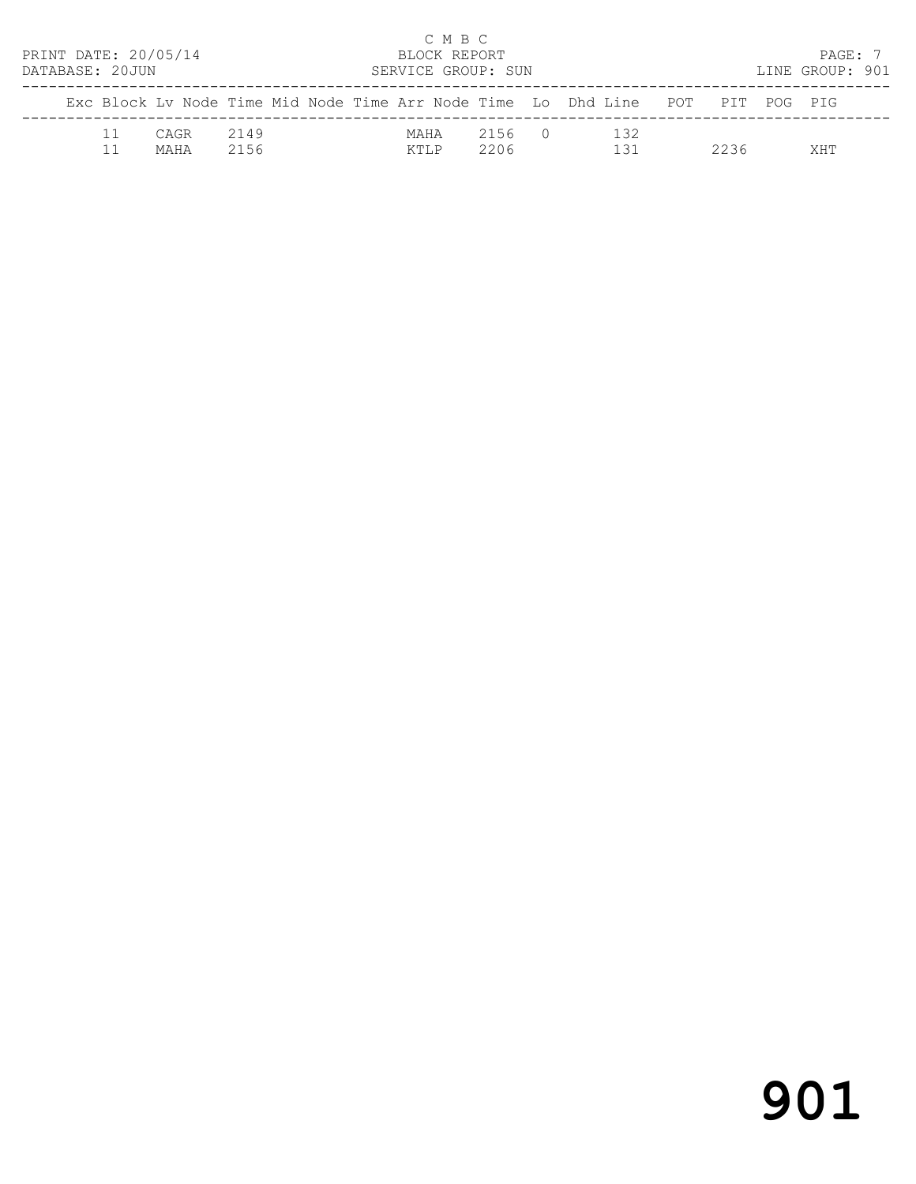C M B C

PRINT DATE: 20/05/14 BLOCK REPORT

DATABASE: 20JUN SERVICE GROUP: SUN LINE GROUP: 901

| Exc | Block | Lv Node | Time | Mid Node | Time | Arr Node | Time | Lo | Dhd | Line | POT | PIT | POG | PIG |
|---|---|---|---|---|---|---|---|---|---|---|---|---|---|---|
| | 11 | CAGR | 2149 | | | MAHA | 2156 | 0 | | 132 | | | | |
| | 11 | MAHA | 2156 | | | KTLP | 2206 | | | 131 | | 2236 | | XHT |

901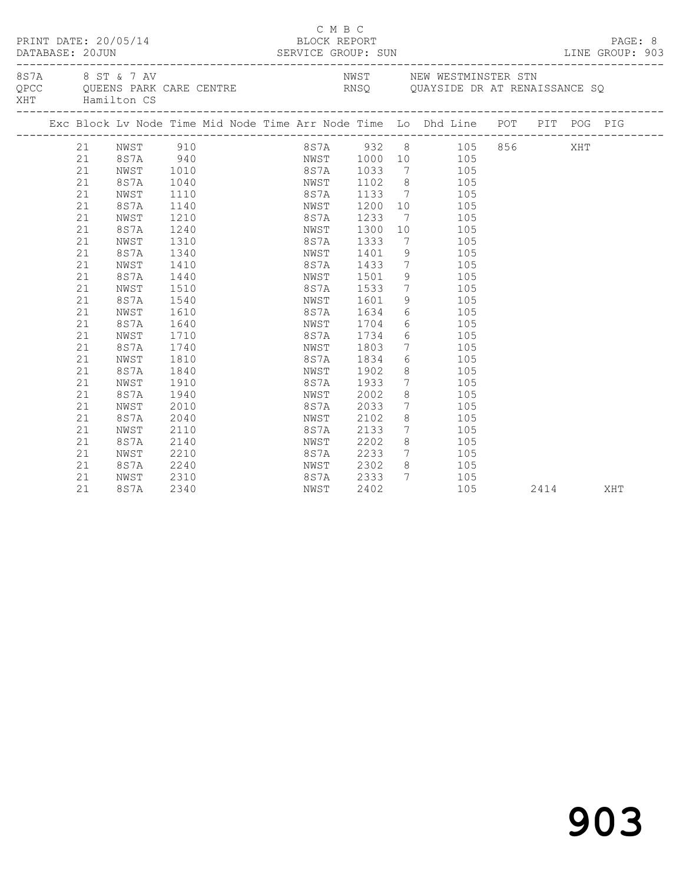C M B C

PRINT DATE: 20/05/14 BLOCK REPORT PAGE: 8
DATABASE: 20JUN SERVICE GROUP: SUN LINE GROUP: 903

| | | | |
|---|---|---|---|
| 8S7A | 8 ST & 7 AV | NWST | NEW WESTMINSTER STN |
| QPCC | QUEENS PARK CARE CENTRE | RNSQ | QUAYSIDE DR AT RENAISSANCE SQ |
| XHT | Hamilton CS | | |

| Exc | Block | Lv | Node | Time | Mid | Node | Time | Arr | Node | Time | Lo | Dhd | Line | POT | PIT | POG | PIG |
|---|---|---|---|---|---|---|---|---|---|---|---|---|---|---|---|---|---|
| | 21 | | NWST | 910 | | | | | 8S7A | 932 | 8 | | 105 | 856 | | XHT | |
| | 21 | | 8S7A | 940 | | | | | NWST | 1000 | 10 | | 105 | | | | |
| | 21 | | NWST | 1010 | | | | | 8S7A | 1033 | 7 | | 105 | | | | |
| | 21 | | 8S7A | 1040 | | | | | NWST | 1102 | 8 | | 105 | | | | |
| | 21 | | NWST | 1110 | | | | | 8S7A | 1133 | 7 | | 105 | | | | |
| | 21 | | 8S7A | 1140 | | | | | NWST | 1200 | 10 | | 105 | | | | |
| | 21 | | NWST | 1210 | | | | | 8S7A | 1233 | 7 | | 105 | | | | |
| | 21 | | 8S7A | 1240 | | | | | NWST | 1300 | 10 | | 105 | | | | |
| | 21 | | NWST | 1310 | | | | | 8S7A | 1333 | 7 | | 105 | | | | |
| | 21 | | 8S7A | 1340 | | | | | NWST | 1401 | 9 | | 105 | | | | |
| | 21 | | NWST | 1410 | | | | | 8S7A | 1433 | 7 | | 105 | | | | |
| | 21 | | 8S7A | 1440 | | | | | NWST | 1501 | 9 | | 105 | | | | |
| | 21 | | NWST | 1510 | | | | | 8S7A | 1533 | 7 | | 105 | | | | |
| | 21 | | 8S7A | 1540 | | | | | NWST | 1601 | 9 | | 105 | | | | |
| | 21 | | NWST | 1610 | | | | | 8S7A | 1634 | 6 | | 105 | | | | |
| | 21 | | 8S7A | 1640 | | | | | NWST | 1704 | 6 | | 105 | | | | |
| | 21 | | NWST | 1710 | | | | | 8S7A | 1734 | 6 | | 105 | | | | |
| | 21 | | 8S7A | 1740 | | | | | NWST | 1803 | 7 | | 105 | | | | |
| | 21 | | NWST | 1810 | | | | | 8S7A | 1834 | 6 | | 105 | | | | |
| | 21 | | 8S7A | 1840 | | | | | NWST | 1902 | 8 | | 105 | | | | |
| | 21 | | NWST | 1910 | | | | | 8S7A | 1933 | 7 | | 105 | | | | |
| | 21 | | 8S7A | 1940 | | | | | NWST | 2002 | 8 | | 105 | | | | |
| | 21 | | NWST | 2010 | | | | | 8S7A | 2033 | 7 | | 105 | | | | |
| | 21 | | 8S7A | 2040 | | | | | NWST | 2102 | 8 | | 105 | | | | |
| | 21 | | NWST | 2110 | | | | | 8S7A | 2133 | 7 | | 105 | | | | |
| | 21 | | 8S7A | 2140 | | | | | NWST | 2202 | 8 | | 105 | | | | |
| | 21 | | NWST | 2210 | | | | | 8S7A | 2233 | 7 | | 105 | | | | |
| | 21 | | 8S7A | 2240 | | | | | NWST | 2302 | 8 | | 105 | | | | |
| | 21 | | NWST | 2310 | | | | | 8S7A | 2333 | 7 | | 105 | | | | |
| | 21 | | 8S7A | 2340 | | | | | NWST | 2402 | | | 105 | | 2414 | | XHT |

# 903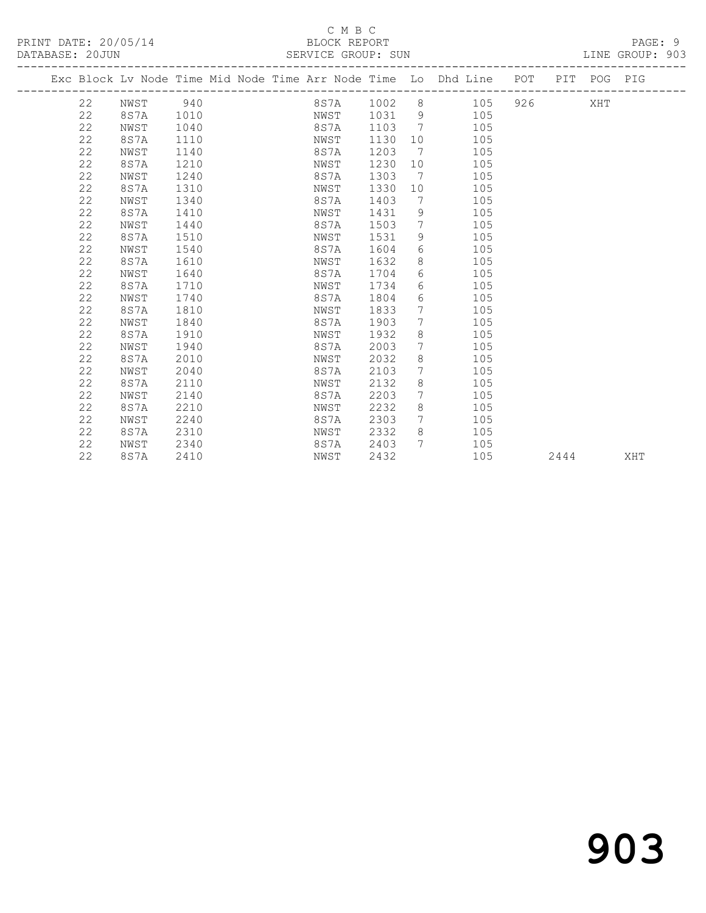C M B C

PRINT DATE: 20/05/14 BLOCK REPORT

DATABASE: 20JUN SERVICE GROUP: SUN LINE GROUP: 903

| Exc | Block | Lv | Node | Time | Mid Node | Time | Arr Node | Time | Lo | Dhd Line | POT | PIT | POG | PIG |
|---|---|---|---|---|---|---|---|---|---|---|---|---|---|---|
| | 22 | | NWST | 940 | | | 8S7A | 1002 | 8 | 105 | 926 | | XHT | |
| | 22 | | 8S7A | 1010 | | | NWST | 1031 | 9 | 105 | | | | |
| | 22 | | NWST | 1040 | | | 8S7A | 1103 | 7 | 105 | | | | |
| | 22 | | 8S7A | 1110 | | | NWST | 1130 | 10 | 105 | | | | |
| | 22 | | NWST | 1140 | | | 8S7A | 1203 | 7 | 105 | | | | |
| | 22 | | 8S7A | 1210 | | | NWST | 1230 | 10 | 105 | | | | |
| | 22 | | NWST | 1240 | | | 8S7A | 1303 | 7 | 105 | | | | |
| | 22 | | 8S7A | 1310 | | | NWST | 1330 | 10 | 105 | | | | |
| | 22 | | NWST | 1340 | | | 8S7A | 1403 | 7 | 105 | | | | |
| | 22 | | 8S7A | 1410 | | | NWST | 1431 | 9 | 105 | | | | |
| | 22 | | NWST | 1440 | | | 8S7A | 1503 | 7 | 105 | | | | |
| | 22 | | 8S7A | 1510 | | | NWST | 1531 | 9 | 105 | | | | |
| | 22 | | NWST | 1540 | | | 8S7A | 1604 | 6 | 105 | | | | |
| | 22 | | 8S7A | 1610 | | | NWST | 1632 | 8 | 105 | | | | |
| | 22 | | NWST | 1640 | | | 8S7A | 1704 | 6 | 105 | | | | |
| | 22 | | 8S7A | 1710 | | | NWST | 1734 | 6 | 105 | | | | |
| | 22 | | NWST | 1740 | | | 8S7A | 1804 | 6 | 105 | | | | |
| | 22 | | 8S7A | 1810 | | | NWST | 1833 | 7 | 105 | | | | |
| | 22 | | NWST | 1840 | | | 8S7A | 1903 | 7 | 105 | | | | |
| | 22 | | 8S7A | 1910 | | | NWST | 1932 | 8 | 105 | | | | |
| | 22 | | NWST | 1940 | | | 8S7A | 2003 | 7 | 105 | | | | |
| | 22 | | 8S7A | 2010 | | | NWST | 2032 | 8 | 105 | | | | |
| | 22 | | NWST | 2040 | | | 8S7A | 2103 | 7 | 105 | | | | |
| | 22 | | 8S7A | 2110 | | | NWST | 2132 | 8 | 105 | | | | |
| | 22 | | NWST | 2140 | | | 8S7A | 2203 | 7 | 105 | | | | |
| | 22 | | 8S7A | 2210 | | | NWST | 2232 | 8 | 105 | | | | |
| | 22 | | NWST | 2240 | | | 8S7A | 2303 | 7 | 105 | | | | |
| | 22 | | 8S7A | 2310 | | | NWST | 2332 | 8 | 105 | | | | |
| | 22 | | NWST | 2340 | | | 8S7A | 2403 | 7 | 105 | | | | |
| | 22 | | 8S7A | 2410 | | | NWST | 2432 | | 105 | | 2444 | | XHT |

903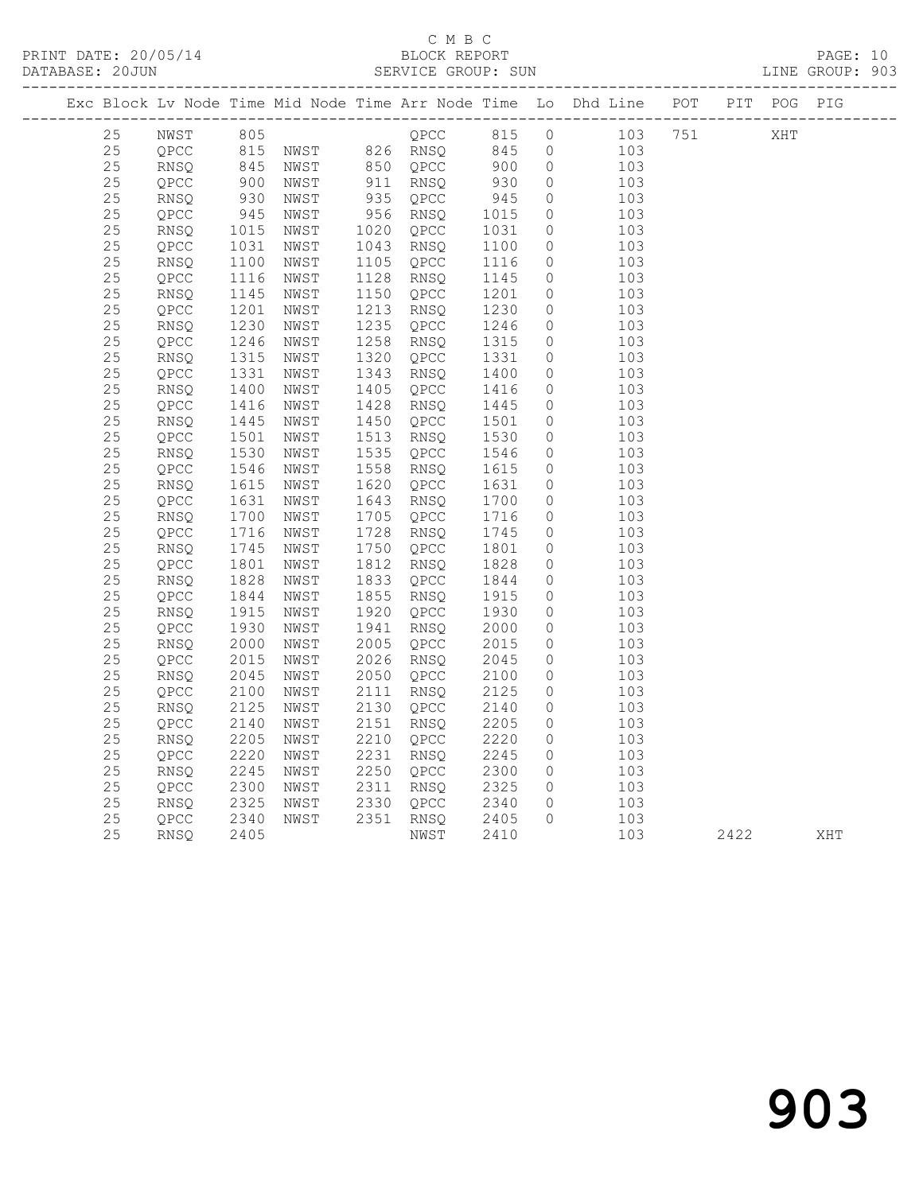C M B C
PRINT DATE: 20/05/14 BLOCK REPORT
DATABASE: 20JUN SERVICE GROUP: SUN LINE GROUP: 903

| Exc | Block | Lv | Node | Time | Mid Node | Time | Arr Node | Time | Lo | Dhd Line | POT | PIT | POG | PIG |
|---|---|---|---|---|---|---|---|---|---|---|---|---|---|---|
| | 25 | | NWST | 805 | | | QPCC | 815 | 0 | 103 | 751 | | XHT | |
| | 25 | | QPCC | 815 | NWST | 826 | RNSQ | 845 | 0 | 103 | | | | |
| | 25 | | RNSQ | 845 | NWST | 850 | QPCC | 900 | 0 | 103 | | | | |
| | 25 | | QPCC | 900 | NWST | 911 | RNSQ | 930 | 0 | 103 | | | | |
| | 25 | | RNSQ | 930 | NWST | 935 | QPCC | 945 | 0 | 103 | | | | |
| | 25 | | QPCC | 945 | NWST | 956 | RNSQ | 1015 | 0 | 103 | | | | |
| | 25 | | RNSQ | 1015 | NWST | 1020 | QPCC | 1031 | 0 | 103 | | | | |
| | 25 | | QPCC | 1031 | NWST | 1043 | RNSQ | 1100 | 0 | 103 | | | | |
| | 25 | | RNSQ | 1100 | NWST | 1105 | QPCC | 1116 | 0 | 103 | | | | |
| | 25 | | QPCC | 1116 | NWST | 1128 | RNSQ | 1145 | 0 | 103 | | | | |
| | 25 | | RNSQ | 1145 | NWST | 1150 | QPCC | 1201 | 0 | 103 | | | | |
| | 25 | | QPCC | 1201 | NWST | 1213 | RNSQ | 1230 | 0 | 103 | | | | |
| | 25 | | RNSQ | 1230 | NWST | 1235 | QPCC | 1246 | 0 | 103 | | | | |
| | 25 | | QPCC | 1246 | NWST | 1258 | RNSQ | 1315 | 0 | 103 | | | | |
| | 25 | | RNSQ | 1315 | NWST | 1320 | QPCC | 1331 | 0 | 103 | | | | |
| | 25 | | QPCC | 1331 | NWST | 1343 | RNSQ | 1400 | 0 | 103 | | | | |
| | 25 | | RNSQ | 1400 | NWST | 1405 | QPCC | 1416 | 0 | 103 | | | | |
| | 25 | | QPCC | 1416 | NWST | 1428 | RNSQ | 1445 | 0 | 103 | | | | |
| | 25 | | RNSQ | 1445 | NWST | 1450 | QPCC | 1501 | 0 | 103 | | | | |
| | 25 | | QPCC | 1501 | NWST | 1513 | RNSQ | 1530 | 0 | 103 | | | | |
| | 25 | | RNSQ | 1530 | NWST | 1535 | QPCC | 1546 | 0 | 103 | | | | |
| | 25 | | QPCC | 1546 | NWST | 1558 | RNSQ | 1615 | 0 | 103 | | | | |
| | 25 | | RNSQ | 1615 | NWST | 1620 | QPCC | 1631 | 0 | 103 | | | | |
| | 25 | | QPCC | 1631 | NWST | 1643 | RNSQ | 1700 | 0 | 103 | | | | |
| | 25 | | RNSQ | 1700 | NWST | 1705 | QPCC | 1716 | 0 | 103 | | | | |
| | 25 | | QPCC | 1716 | NWST | 1728 | RNSQ | 1745 | 0 | 103 | | | | |
| | 25 | | RNSQ | 1745 | NWST | 1750 | QPCC | 1801 | 0 | 103 | | | | |
| | 25 | | QPCC | 1801 | NWST | 1812 | RNSQ | 1828 | 0 | 103 | | | | |
| | 25 | | RNSQ | 1828 | NWST | 1833 | QPCC | 1844 | 0 | 103 | | | | |
| | 25 | | QPCC | 1844 | NWST | 1855 | RNSQ | 1915 | 0 | 103 | | | | |
| | 25 | | RNSQ | 1915 | NWST | 1920 | QPCC | 1930 | 0 | 103 | | | | |
| | 25 | | QPCC | 1930 | NWST | 1941 | RNSQ | 2000 | 0 | 103 | | | | |
| | 25 | | RNSQ | 2000 | NWST | 2005 | QPCC | 2015 | 0 | 103 | | | | |
| | 25 | | QPCC | 2015 | NWST | 2026 | RNSQ | 2045 | 0 | 103 | | | | |
| | 25 | | RNSQ | 2045 | NWST | 2050 | QPCC | 2100 | 0 | 103 | | | | |
| | 25 | | QPCC | 2100 | NWST | 2111 | RNSQ | 2125 | 0 | 103 | | | | |
| | 25 | | RNSQ | 2125 | NWST | 2130 | QPCC | 2140 | 0 | 103 | | | | |
| | 25 | | QPCC | 2140 | NWST | 2151 | RNSQ | 2205 | 0 | 103 | | | | |
| | 25 | | RNSQ | 2205 | NWST | 2210 | QPCC | 2220 | 0 | 103 | | | | |
| | 25 | | QPCC | 2220 | NWST | 2231 | RNSQ | 2245 | 0 | 103 | | | | |
| | 25 | | RNSQ | 2245 | NWST | 2250 | QPCC | 2300 | 0 | 103 | | | | |
| | 25 | | QPCC | 2300 | NWST | 2311 | RNSQ | 2325 | 0 | 103 | | | | |
| | 25 | | RNSQ | 2325 | NWST | 2330 | QPCC | 2340 | 0 | 103 | | | | |
| | 25 | | QPCC | 2340 | NWST | 2351 | RNSQ | 2405 | 0 | 103 | | | | |
| | 25 | | RNSQ | 2405 | | | NWST | 2410 | | 103 | | 2422 | | XHT |

903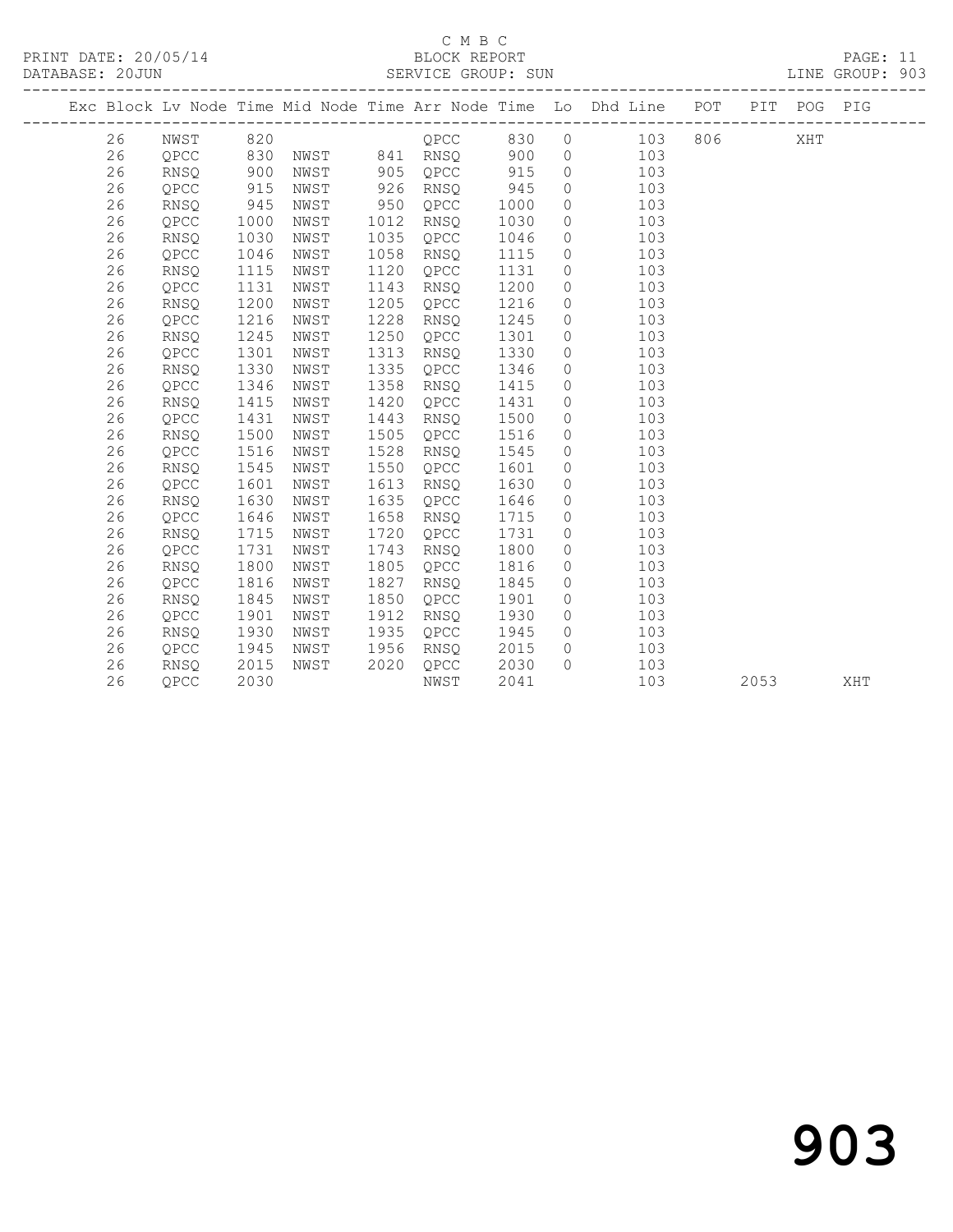C M B C

PRINT DATE: 20/05/14 BLOCK REPORT

DATABASE: 20JUN SERVICE GROUP: SUN LINE GROUP: 903

| Exc | Block | Lv | Node | Time | Mid Node | Time | Arr Node | Time | Lo | Dhd Line | POT | PIT | POG | PIG |
|---|---|---|---|---|---|---|---|---|---|---|---|---|---|---|
| | 26 | | NWST | 820 | | | QPCC | 830 | 0 | 103 | 806 | | XHT | |
| | 26 | | QPCC | 830 | NWST | 841 | RNSQ | 900 | 0 | 103 | | | | |
| | 26 | | RNSQ | 900 | NWST | 905 | QPCC | 915 | 0 | 103 | | | | |
| | 26 | | QPCC | 915 | NWST | 926 | RNSQ | 945 | 0 | 103 | | | | |
| | 26 | | RNSQ | 945 | NWST | 950 | QPCC | 1000 | 0 | 103 | | | | |
| | 26 | | QPCC | 1000 | NWST | 1012 | RNSQ | 1030 | 0 | 103 | | | | |
| | 26 | | RNSQ | 1030 | NWST | 1035 | QPCC | 1046 | 0 | 103 | | | | |
| | 26 | | QPCC | 1046 | NWST | 1058 | RNSQ | 1115 | 0 | 103 | | | | |
| | 26 | | RNSQ | 1115 | NWST | 1120 | QPCC | 1131 | 0 | 103 | | | | |
| | 26 | | QPCC | 1131 | NWST | 1143 | RNSQ | 1200 | 0 | 103 | | | | |
| | 26 | | RNSQ | 1200 | NWST | 1205 | QPCC | 1216 | 0 | 103 | | | | |
| | 26 | | QPCC | 1216 | NWST | 1228 | RNSQ | 1245 | 0 | 103 | | | | |
| | 26 | | RNSQ | 1245 | NWST | 1250 | QPCC | 1301 | 0 | 103 | | | | |
| | 26 | | QPCC | 1301 | NWST | 1313 | RNSQ | 1330 | 0 | 103 | | | | |
| | 26 | | RNSQ | 1330 | NWST | 1335 | QPCC | 1346 | 0 | 103 | | | | |
| | 26 | | QPCC | 1346 | NWST | 1358 | RNSQ | 1415 | 0 | 103 | | | | |
| | 26 | | RNSQ | 1415 | NWST | 1420 | QPCC | 1431 | 0 | 103 | | | | |
| | 26 | | QPCC | 1431 | NWST | 1443 | RNSQ | 1500 | 0 | 103 | | | | |
| | 26 | | RNSQ | 1500 | NWST | 1505 | QPCC | 1516 | 0 | 103 | | | | |
| | 26 | | QPCC | 1516 | NWST | 1528 | RNSQ | 1545 | 0 | 103 | | | | |
| | 26 | | RNSQ | 1545 | NWST | 1550 | QPCC | 1601 | 0 | 103 | | | | |
| | 26 | | QPCC | 1601 | NWST | 1613 | RNSQ | 1630 | 0 | 103 | | | | |
| | 26 | | RNSQ | 1630 | NWST | 1635 | QPCC | 1646 | 0 | 103 | | | | |
| | 26 | | QPCC | 1646 | NWST | 1658 | RNSQ | 1715 | 0 | 103 | | | | |
| | 26 | | RNSQ | 1715 | NWST | 1720 | QPCC | 1731 | 0 | 103 | | | | |
| | 26 | | QPCC | 1731 | NWST | 1743 | RNSQ | 1800 | 0 | 103 | | | | |
| | 26 | | RNSQ | 1800 | NWST | 1805 | QPCC | 1816 | 0 | 103 | | | | |
| | 26 | | QPCC | 1816 | NWST | 1827 | RNSQ | 1845 | 0 | 103 | | | | |
| | 26 | | RNSQ | 1845 | NWST | 1850 | QPCC | 1901 | 0 | 103 | | | | |
| | 26 | | QPCC | 1901 | NWST | 1912 | RNSQ | 1930 | 0 | 103 | | | | |
| | 26 | | RNSQ | 1930 | NWST | 1935 | QPCC | 1945 | 0 | 103 | | | | |
| | 26 | | QPCC | 1945 | NWST | 1956 | RNSQ | 2015 | 0 | 103 | | | | |
| | 26 | | RNSQ | 2015 | NWST | 2020 | QPCC | 2030 | 0 | 103 | | | | |
| | 26 | | QPCC | 2030 | | | NWST | 2041 | | 103 | | 2053 | | XHT |

903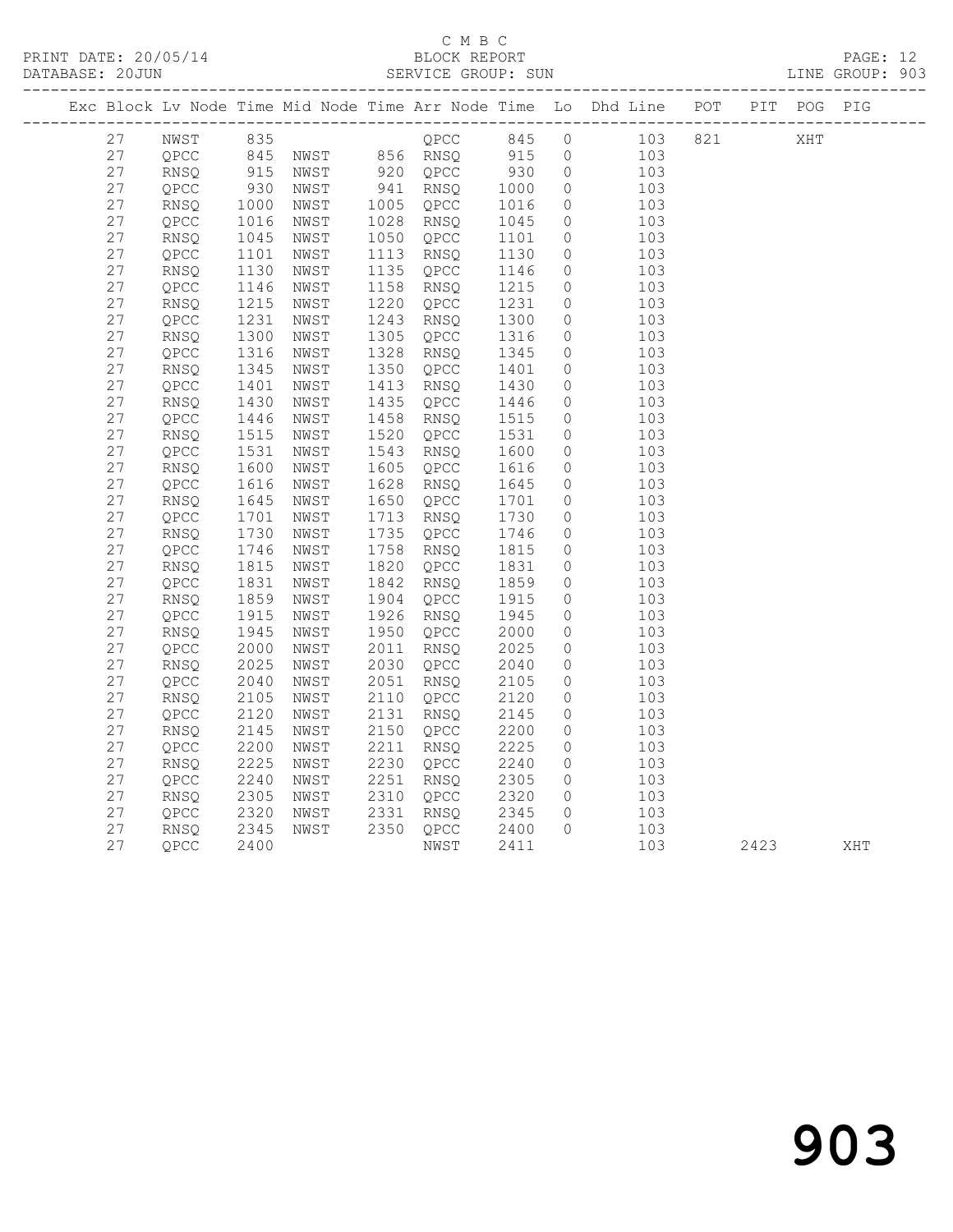C M B C
BLOCK REPORT
SERVICE GROUP: SUN

PRINT DATE: 20/05/14
DATABASE: 20JUN
LINE GROUP: 903

| Exc | Block | Lv | Node | Time | Mid Node | Time | Arr Node | Time | Lo | Dhd Line | POT | PIT | POG | PIG |
|---|---|---|---|---|---|---|---|---|---|---|---|---|---|---|
| | 27 | | NWST | 835 | | | QPCC | 845 | 0 | 103 | 821 | | XHT | |
| | 27 | | QPCC | 845 | NWST | 856 | RNSQ | 915 | 0 | 103 | | | | |
| | 27 | | RNSQ | 915 | NWST | 920 | QPCC | 930 | 0 | 103 | | | | |
| | 27 | | QPCC | 930 | NWST | 941 | RNSQ | 1000 | 0 | 103 | | | | |
| | 27 | | RNSQ | 1000 | NWST | 1005 | QPCC | 1016 | 0 | 103 | | | | |
| | 27 | | QPCC | 1016 | NWST | 1028 | RNSQ | 1045 | 0 | 103 | | | | |
| | 27 | | RNSQ | 1045 | NWST | 1050 | QPCC | 1101 | 0 | 103 | | | | |
| | 27 | | QPCC | 1101 | NWST | 1113 | RNSQ | 1130 | 0 | 103 | | | | |
| | 27 | | RNSQ | 1130 | NWST | 1135 | QPCC | 1146 | 0 | 103 | | | | |
| | 27 | | QPCC | 1146 | NWST | 1158 | RNSQ | 1215 | 0 | 103 | | | | |
| | 27 | | RNSQ | 1215 | NWST | 1220 | QPCC | 1231 | 0 | 103 | | | | |
| | 27 | | QPCC | 1231 | NWST | 1243 | RNSQ | 1300 | 0 | 103 | | | | |
| | 27 | | RNSQ | 1300 | NWST | 1305 | QPCC | 1316 | 0 | 103 | | | | |
| | 27 | | QPCC | 1316 | NWST | 1328 | RNSQ | 1345 | 0 | 103 | | | | |
| | 27 | | RNSQ | 1345 | NWST | 1350 | QPCC | 1401 | 0 | 103 | | | | |
| | 27 | | QPCC | 1401 | NWST | 1413 | RNSQ | 1430 | 0 | 103 | | | | |
| | 27 | | RNSQ | 1430 | NWST | 1435 | QPCC | 1446 | 0 | 103 | | | | |
| | 27 | | QPCC | 1446 | NWST | 1458 | RNSQ | 1515 | 0 | 103 | | | | |
| | 27 | | RNSQ | 1515 | NWST | 1520 | QPCC | 1531 | 0 | 103 | | | | |
| | 27 | | QPCC | 1531 | NWST | 1543 | RNSQ | 1600 | 0 | 103 | | | | |
| | 27 | | RNSQ | 1600 | NWST | 1605 | QPCC | 1616 | 0 | 103 | | | | |
| | 27 | | QPCC | 1616 | NWST | 1628 | RNSQ | 1645 | 0 | 103 | | | | |
| | 27 | | RNSQ | 1645 | NWST | 1650 | QPCC | 1701 | 0 | 103 | | | | |
| | 27 | | QPCC | 1701 | NWST | 1713 | RNSQ | 1730 | 0 | 103 | | | | |
| | 27 | | RNSQ | 1730 | NWST | 1735 | QPCC | 1746 | 0 | 103 | | | | |
| | 27 | | QPCC | 1746 | NWST | 1758 | RNSQ | 1815 | 0 | 103 | | | | |
| | 27 | | RNSQ | 1815 | NWST | 1820 | QPCC | 1831 | 0 | 103 | | | | |
| | 27 | | QPCC | 1831 | NWST | 1842 | RNSQ | 1859 | 0 | 103 | | | | |
| | 27 | | RNSQ | 1859 | NWST | 1904 | QPCC | 1915 | 0 | 103 | | | | |
| | 27 | | QPCC | 1915 | NWST | 1926 | RNSQ | 1945 | 0 | 103 | | | | |
| | 27 | | RNSQ | 1945 | NWST | 1950 | QPCC | 2000 | 0 | 103 | | | | |
| | 27 | | QPCC | 2000 | NWST | 2011 | RNSQ | 2025 | 0 | 103 | | | | |
| | 27 | | RNSQ | 2025 | NWST | 2030 | QPCC | 2040 | 0 | 103 | | | | |
| | 27 | | QPCC | 2040 | NWST | 2051 | RNSQ | 2105 | 0 | 103 | | | | |
| | 27 | | RNSQ | 2105 | NWST | 2110 | QPCC | 2120 | 0 | 103 | | | | |
| | 27 | | QPCC | 2120 | NWST | 2131 | RNSQ | 2145 | 0 | 103 | | | | |
| | 27 | | RNSQ | 2145 | NWST | 2150 | QPCC | 2200 | 0 | 103 | | | | |
| | 27 | | QPCC | 2200 | NWST | 2211 | RNSQ | 2225 | 0 | 103 | | | | |
| | 27 | | RNSQ | 2225 | NWST | 2230 | QPCC | 2240 | 0 | 103 | | | | |
| | 27 | | QPCC | 2240 | NWST | 2251 | RNSQ | 2305 | 0 | 103 | | | | |
| | 27 | | RNSQ | 2305 | NWST | 2310 | QPCC | 2320 | 0 | 103 | | | | |
| | 27 | | QPCC | 2320 | NWST | 2331 | RNSQ | 2345 | 0 | 103 | | | | |
| | 27 | | RNSQ | 2345 | NWST | 2350 | QPCC | 2400 | 0 | 103 | | | | |
| | 27 | | QPCC | 2400 | | | NWST | 2411 | | 103 | | 2423 | | XHT |

903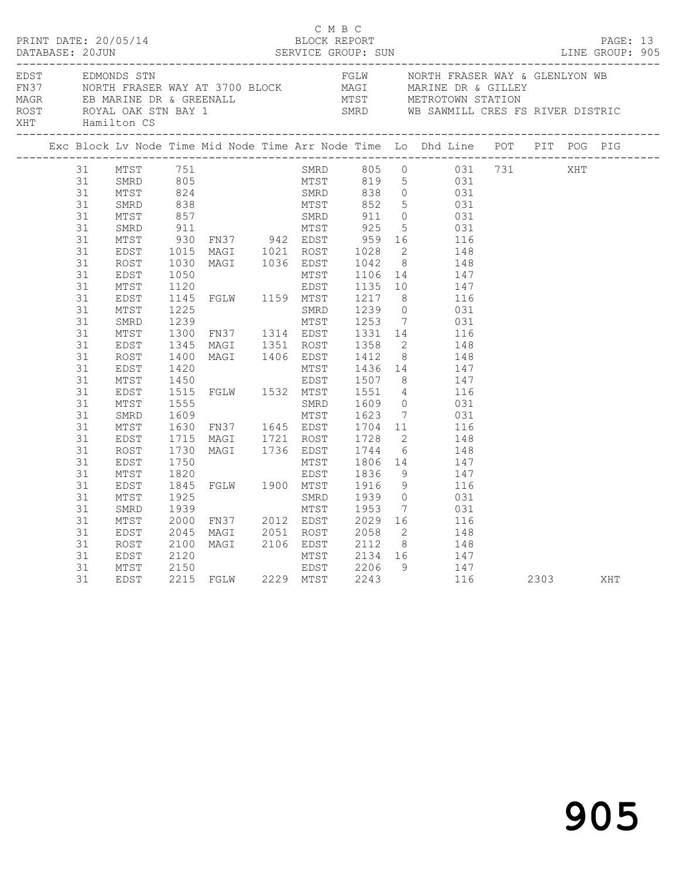C M B C
BLOCK REPORT
SERVICE GROUP: SUN

PRINT DATE: 20/05/14
DATABASE: 20JUN

PAGE: 13
LINE GROUP: 905

| Code | Location | Code | Location |
|---|---|---|---|
| EDST | EDMONDS STN | FGLW | NORTH FRASER WAY & GLENLYON WB |
| FN37 | NORTH FRASER WAY AT 3700 BLOCK | MAGI | MARINE DR & GILLEY |
| MAGR | EB MARINE DR & GREENALL | MTST | METROTOWN STATION |
| ROST | ROYAL OAK STN BAY 1 | SMRD | WB SAWMILL CRES FS RIVER DISTRIC |
| XHT | Hamilton CS | | |

| Exc | Block | Lv Node | Time | Mid Node | Time | Arr Node | Time | Lo | Dhd Line | POT | PIT | POG | PIG |
|---|---|---|---|---|---|---|---|---|---|---|---|---|---|
| | 31 | MTST | 751 | | | SMRD | 805 | 0 | 031 | 731 | | XHT | |
| | 31 | SMRD | 805 | | | MTST | 819 | 5 | 031 | | | | |
| | 31 | MTST | 824 | | | SMRD | 838 | 0 | 031 | | | | |
| | 31 | SMRD | 838 | | | MTST | 852 | 5 | 031 | | | | |
| | 31 | MTST | 857 | | | SMRD | 911 | 0 | 031 | | | | |
| | 31 | SMRD | 911 | | | MTST | 925 | 5 | 031 | | | | |
| | 31 | MTST | 930 | FN37 | 942 | EDST | 959 | 16 | 116 | | | | |
| | 31 | EDST | 1015 | MAGI | 1021 | ROST | 1028 | 2 | 148 | | | | |
| | 31 | ROST | 1030 | MAGI | 1036 | EDST | 1042 | 8 | 148 | | | | |
| | 31 | EDST | 1050 | | | MTST | 1106 | 14 | 147 | | | | |
| | 31 | MTST | 1120 | | | EDST | 1135 | 10 | 147 | | | | |
| | 31 | EDST | 1145 | FGLW | 1159 | MTST | 1217 | 8 | 116 | | | | |
| | 31 | MTST | 1225 | | | SMRD | 1239 | 0 | 031 | | | | |
| | 31 | SMRD | 1239 | | | MTST | 1253 | 7 | 031 | | | | |
| | 31 | MTST | 1300 | FN37 | 1314 | EDST | 1331 | 14 | 116 | | | | |
| | 31 | EDST | 1345 | MAGI | 1351 | ROST | 1358 | 2 | 148 | | | | |
| | 31 | ROST | 1400 | MAGI | 1406 | EDST | 1412 | 8 | 148 | | | | |
| | 31 | EDST | 1420 | | | MTST | 1436 | 14 | 147 | | | | |
| | 31 | MTST | 1450 | | | EDST | 1507 | 8 | 147 | | | | |
| | 31 | EDST | 1515 | FGLW | 1532 | MTST | 1551 | 4 | 116 | | | | |
| | 31 | MTST | 1555 | | | SMRD | 1609 | 0 | 031 | | | | |
| | 31 | SMRD | 1609 | | | MTST | 1623 | 7 | 031 | | | | |
| | 31 | MTST | 1630 | FN37 | 1645 | EDST | 1704 | 11 | 116 | | | | |
| | 31 | EDST | 1715 | MAGI | 1721 | ROST | 1728 | 2 | 148 | | | | |
| | 31 | ROST | 1730 | MAGI | 1736 | EDST | 1744 | 6 | 148 | | | | |
| | 31 | EDST | 1750 | | | MTST | 1806 | 14 | 147 | | | | |
| | 31 | MTST | 1820 | | | EDST | 1836 | 9 | 147 | | | | |
| | 31 | EDST | 1845 | FGLW | 1900 | MTST | 1916 | 9 | 116 | | | | |
| | 31 | MTST | 1925 | | | SMRD | 1939 | 0 | 031 | | | | |
| | 31 | SMRD | 1939 | | | MTST | 1953 | 7 | 031 | | | | |
| | 31 | MTST | 2000 | FN37 | 2012 | EDST | 2029 | 16 | 116 | | | | |
| | 31 | EDST | 2045 | MAGI | 2051 | ROST | 2058 | 2 | 148 | | | | |
| | 31 | ROST | 2100 | MAGI | 2106 | EDST | 2112 | 8 | 148 | | | | |
| | 31 | EDST | 2120 | | | MTST | 2134 | 16 | 147 | | | | |
| | 31 | MTST | 2150 | | | EDST | 2206 | 9 | 147 | | | | |
| | 31 | EDST | 2215 | FGLW | 2229 | MTST | 2243 | | 116 | | 2303 | | XHT |

905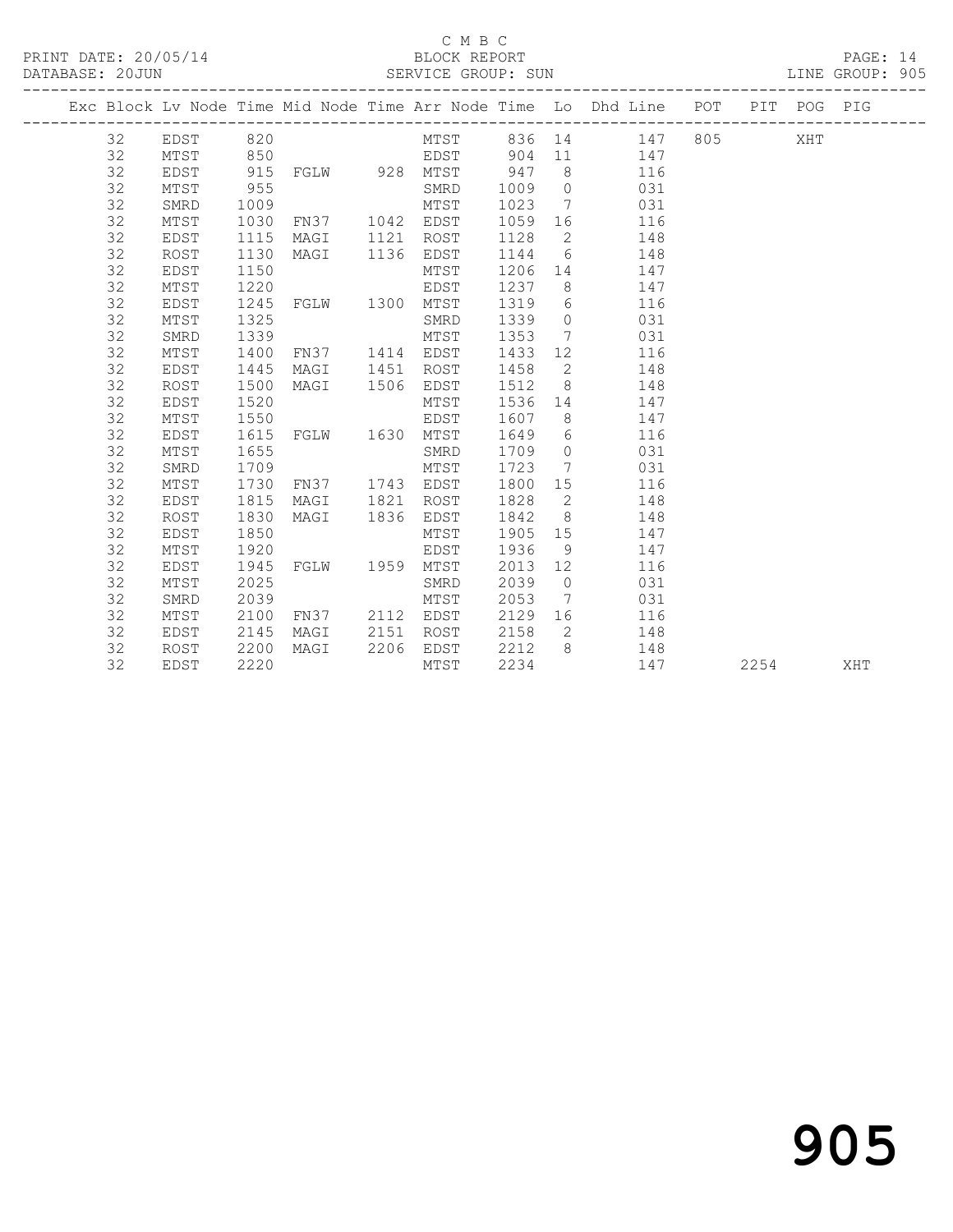C M B C

BLOCK REPORT

PRINT DATE: 20/05/14

DATABASE: 20JUN

SERVICE GROUP: SUN

LINE GROUP: 905

| Exc | Block | Lv Node | Time | Mid Node | Time | Arr Node | Time | Lo | Dhd Line | POT | PIT | POG | PIG |
|---|---|---|---|---|---|---|---|---|---|---|---|---|---|
| | 32 | EDST | 820 | | | MTST | 836 | 14 | 147 | 805 | | XHT | |
| | 32 | MTST | 850 | | | EDST | 904 | 11 | 147 | | | | |
| | 32 | EDST | 915 | FGLW | 928 | MTST | 947 | 8 | 116 | | | | |
| | 32 | MTST | 955 | | | SMRD | 1009 | 0 | 031 | | | | |
| | 32 | SMRD | 1009 | | | MTST | 1023 | 7 | 031 | | | | |
| | 32 | MTST | 1030 | FN37 | 1042 | EDST | 1059 | 16 | 116 | | | | |
| | 32 | EDST | 1115 | MAGI | 1121 | ROST | 1128 | 2 | 148 | | | | |
| | 32 | ROST | 1130 | MAGI | 1136 | EDST | 1144 | 6 | 148 | | | | |
| | 32 | EDST | 1150 | | | MTST | 1206 | 14 | 147 | | | | |
| | 32 | MTST | 1220 | | | EDST | 1237 | 8 | 147 | | | | |
| | 32 | EDST | 1245 | FGLW | 1300 | MTST | 1319 | 6 | 116 | | | | |
| | 32 | MTST | 1325 | | | SMRD | 1339 | 0 | 031 | | | | |
| | 32 | SMRD | 1339 | | | MTST | 1353 | 7 | 031 | | | | |
| | 32 | MTST | 1400 | FN37 | 1414 | EDST | 1433 | 12 | 116 | | | | |
| | 32 | EDST | 1445 | MAGI | 1451 | ROST | 1458 | 2 | 148 | | | | |
| | 32 | ROST | 1500 | MAGI | 1506 | EDST | 1512 | 8 | 148 | | | | |
| | 32 | EDST | 1520 | | | MTST | 1536 | 14 | 147 | | | | |
| | 32 | MTST | 1550 | | | EDST | 1607 | 8 | 147 | | | | |
| | 32 | EDST | 1615 | FGLW | 1630 | MTST | 1649 | 6 | 116 | | | | |
| | 32 | MTST | 1655 | | | SMRD | 1709 | 0 | 031 | | | | |
| | 32 | SMRD | 1709 | | | MTST | 1723 | 7 | 031 | | | | |
| | 32 | MTST | 1730 | FN37 | 1743 | EDST | 1800 | 15 | 116 | | | | |
| | 32 | EDST | 1815 | MAGI | 1821 | ROST | 1828 | 2 | 148 | | | | |
| | 32 | ROST | 1830 | MAGI | 1836 | EDST | 1842 | 8 | 148 | | | | |
| | 32 | EDST | 1850 | | | MTST | 1905 | 15 | 147 | | | | |
| | 32 | MTST | 1920 | | | EDST | 1936 | 9 | 147 | | | | |
| | 32 | EDST | 1945 | FGLW | 1959 | MTST | 2013 | 12 | 116 | | | | |
| | 32 | MTST | 2025 | | | SMRD | 2039 | 0 | 031 | | | | |
| | 32 | SMRD | 2039 | | | MTST | 2053 | 7 | 031 | | | | |
| | 32 | MTST | 2100 | FN37 | 2112 | EDST | 2129 | 16 | 116 | | | | |
| | 32 | EDST | 2145 | MAGI | 2151 | ROST | 2158 | 2 | 148 | | | | |
| | 32 | ROST | 2200 | MAGI | 2206 | EDST | 2212 | 8 | 148 | | | | |
| | 32 | EDST | 2220 | | | MTST | 2234 | | 147 | | 2254 | | XHT |

905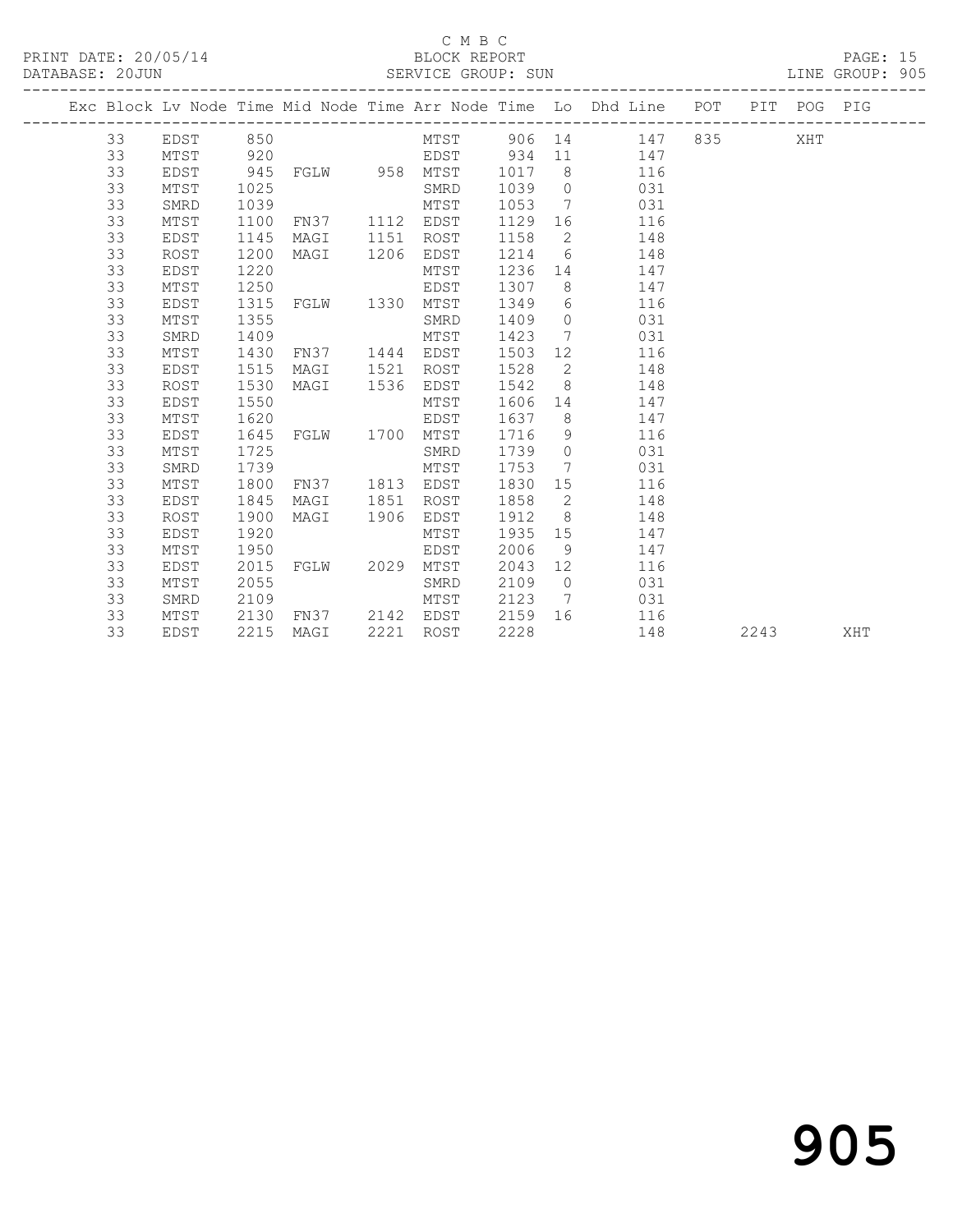C M B C

BLOCK REPORT

PRINT DATE: 20/05/14 DATABASE: 20JUN SERVICE GROUP: SUN LINE GROUP: 905

| Exc | Block | Lv | Node | Time | Mid Node | Time | Arr Node | Time | Lo | Dhd Line | POT | PIT | POG | PIG |
|---|---|---|---|---|---|---|---|---|---|---|---|---|---|---|
| | 33 | | EDST | 850 | | | MTST | 906 | 14 | 147 | 835 | | XHT | |
| | 33 | | MTST | 920 | | | EDST | 934 | 11 | 147 | | | | |
| | 33 | | EDST | 945 | FGLW | 958 | MTST | 1017 | 8 | 116 | | | | |
| | 33 | | MTST | 1025 | | | SMRD | 1039 | 0 | 031 | | | | |
| | 33 | | SMRD | 1039 | | | MTST | 1053 | 7 | 031 | | | | |
| | 33 | | MTST | 1100 | FN37 | 1112 | EDST | 1129 | 16 | 116 | | | | |
| | 33 | | EDST | 1145 | MAGI | 1151 | ROST | 1158 | 2 | 148 | | | | |
| | 33 | | ROST | 1200 | MAGI | 1206 | EDST | 1214 | 6 | 148 | | | | |
| | 33 | | EDST | 1220 | | | MTST | 1236 | 14 | 147 | | | | |
| | 33 | | MTST | 1250 | | | EDST | 1307 | 8 | 147 | | | | |
| | 33 | | EDST | 1315 | FGLW | 1330 | MTST | 1349 | 6 | 116 | | | | |
| | 33 | | MTST | 1355 | | | SMRD | 1409 | 0 | 031 | | | | |
| | 33 | | SMRD | 1409 | | | MTST | 1423 | 7 | 031 | | | | |
| | 33 | | MTST | 1430 | FN37 | 1444 | EDST | 1503 | 12 | 116 | | | | |
| | 33 | | EDST | 1515 | MAGI | 1521 | ROST | 1528 | 2 | 148 | | | | |
| | 33 | | ROST | 1530 | MAGI | 1536 | EDST | 1542 | 8 | 148 | | | | |
| | 33 | | EDST | 1550 | | | MTST | 1606 | 14 | 147 | | | | |
| | 33 | | MTST | 1620 | | | EDST | 1637 | 8 | 147 | | | | |
| | 33 | | EDST | 1645 | FGLW | 1700 | MTST | 1716 | 9 | 116 | | | | |
| | 33 | | MTST | 1725 | | | SMRD | 1739 | 0 | 031 | | | | |
| | 33 | | SMRD | 1739 | | | MTST | 1753 | 7 | 031 | | | | |
| | 33 | | MTST | 1800 | FN37 | 1813 | EDST | 1830 | 15 | 116 | | | | |
| | 33 | | EDST | 1845 | MAGI | 1851 | ROST | 1858 | 2 | 148 | | | | |
| | 33 | | ROST | 1900 | MAGI | 1906 | EDST | 1912 | 8 | 148 | | | | |
| | 33 | | EDST | 1920 | | | MTST | 1935 | 15 | 147 | | | | |
| | 33 | | MTST | 1950 | | | EDST | 2006 | 9 | 147 | | | | |
| | 33 | | EDST | 2015 | FGLW | 2029 | MTST | 2043 | 12 | 116 | | | | |
| | 33 | | MTST | 2055 | | | SMRD | 2109 | 0 | 031 | | | | |
| | 33 | | SMRD | 2109 | | | MTST | 2123 | 7 | 031 | | | | |
| | 33 | | MTST | 2130 | FN37 | 2142 | EDST | 2159 | 16 | 116 | | | | |
| | 33 | | EDST | 2215 | MAGI | 2221 | ROST | 2228 | | 148 | | 2243 | | XHT |

905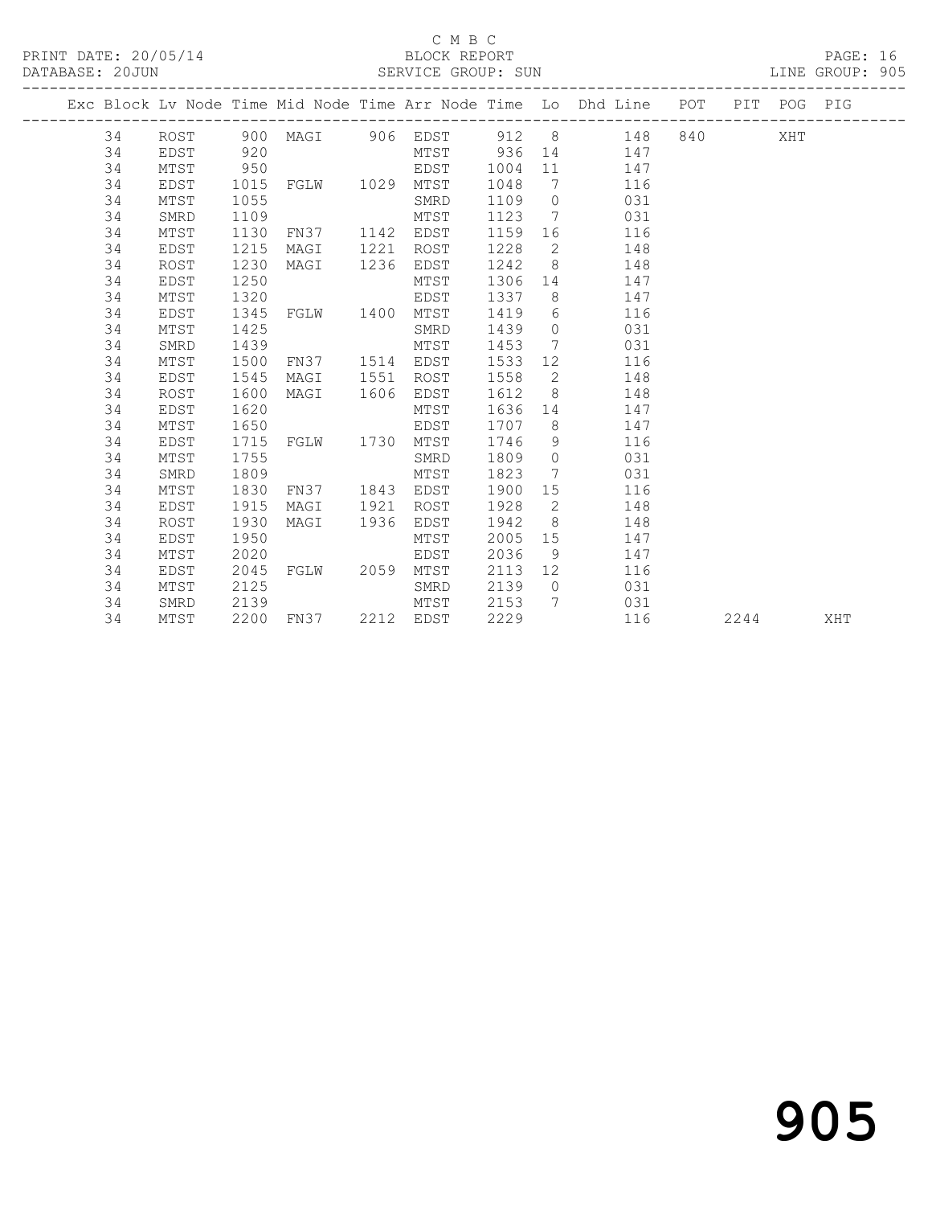C M B C

PRINT DATE: 20/05/14 BLOCK REPORT

DATABASE: 20JUN SERVICE GROUP: SUN LINE GROUP: 905

| Exc | Block | Lv | Node | Time | Mid Node | Time | Arr Node | Time | Lo | Dhd Line | POT | PIT | POG | PIG |
|---|---|---|---|---|---|---|---|---|---|---|---|---|---|---|
| | 34 | | ROST | 900 | MAGI | 906 | EDST | 912 | 8 | 148 | 840 | | XHT | |
| | 34 | | EDST | 920 | | | MTST | 936 | 14 | 147 | | | | |
| | 34 | | MTST | 950 | | | EDST | 1004 | 11 | 147 | | | | |
| | 34 | | EDST | 1015 | FGLW | 1029 | MTST | 1048 | 7 | 116 | | | | |
| | 34 | | MTST | 1055 | | | SMRD | 1109 | 0 | 031 | | | | |
| | 34 | | SMRD | 1109 | | | MTST | 1123 | 7 | 031 | | | | |
| | 34 | | MTST | 1130 | FN37 | 1142 | EDST | 1159 | 16 | 116 | | | | |
| | 34 | | EDST | 1215 | MAGI | 1221 | ROST | 1228 | 2 | 148 | | | | |
| | 34 | | ROST | 1230 | MAGI | 1236 | EDST | 1242 | 8 | 148 | | | | |
| | 34 | | EDST | 1250 | | | MTST | 1306 | 14 | 147 | | | | |
| | 34 | | MTST | 1320 | | | EDST | 1337 | 8 | 147 | | | | |
| | 34 | | EDST | 1345 | FGLW | 1400 | MTST | 1419 | 6 | 116 | | | | |
| | 34 | | MTST | 1425 | | | SMRD | 1439 | 0 | 031 | | | | |
| | 34 | | SMRD | 1439 | | | MTST | 1453 | 7 | 031 | | | | |
| | 34 | | MTST | 1500 | FN37 | 1514 | EDST | 1533 | 12 | 116 | | | | |
| | 34 | | EDST | 1545 | MAGI | 1551 | ROST | 1558 | 2 | 148 | | | | |
| | 34 | | ROST | 1600 | MAGI | 1606 | EDST | 1612 | 8 | 148 | | | | |
| | 34 | | EDST | 1620 | | | MTST | 1636 | 14 | 147 | | | | |
| | 34 | | MTST | 1650 | | | EDST | 1707 | 8 | 147 | | | | |
| | 34 | | EDST | 1715 | FGLW | 1730 | MTST | 1746 | 9 | 116 | | | | |
| | 34 | | MTST | 1755 | | | SMRD | 1809 | 0 | 031 | | | | |
| | 34 | | SMRD | 1809 | | | MTST | 1823 | 7 | 031 | | | | |
| | 34 | | MTST | 1830 | FN37 | 1843 | EDST | 1900 | 15 | 116 | | | | |
| | 34 | | EDST | 1915 | MAGI | 1921 | ROST | 1928 | 2 | 148 | | | | |
| | 34 | | ROST | 1930 | MAGI | 1936 | EDST | 1942 | 8 | 148 | | | | |
| | 34 | | EDST | 1950 | | | MTST | 2005 | 15 | 147 | | | | |
| | 34 | | MTST | 2020 | | | EDST | 2036 | 9 | 147 | | | | |
| | 34 | | EDST | 2045 | FGLW | 2059 | MTST | 2113 | 12 | 116 | | | | |
| | 34 | | MTST | 2125 | | | SMRD | 2139 | 0 | 031 | | | | |
| | 34 | | SMRD | 2139 | | | MTST | 2153 | 7 | 031 | | | | |
| | 34 | | MTST | 2200 | FN37 | 2212 | EDST | 2229 | | 116 | | 2244 | | XHT |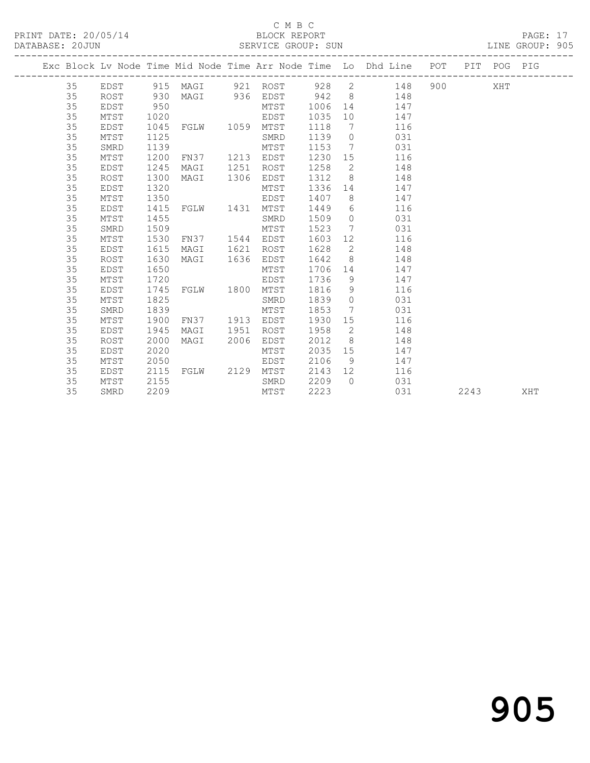C M B C

BLOCK REPORT

PRINT DATE: 20/05/14

DATABASE: 20JUN

SERVICE GROUP: SUN

LINE GROUP: 905

| Exc | Block | Lv Node | Time | Mid Node | Time | Arr Node | Time | Lo | Dhd Line | POT | PIT | POG | PIG |
|---|---|---|---|---|---|---|---|---|---|---|---|---|---|
| | 35 | EDST | 915 | MAGI | 921 | ROST | 928 | 2 | 148 | 900 | | XHT | |
| | 35 | ROST | 930 | MAGI | 936 | EDST | 942 | 8 | 148 | | | | |
| | 35 | EDST | 950 | | | MTST | 1006 | 14 | 147 | | | | |
| | 35 | MTST | 1020 | | | EDST | 1035 | 10 | 147 | | | | |
| | 35 | EDST | 1045 | FGLW | 1059 | MTST | 1118 | 7 | 116 | | | | |
| | 35 | MTST | 1125 | | | SMRD | 1139 | 0 | 031 | | | | |
| | 35 | SMRD | 1139 | | | MTST | 1153 | 7 | 031 | | | | |
| | 35 | MTST | 1200 | FN37 | 1213 | EDST | 1230 | 15 | 116 | | | | |
| | 35 | EDST | 1245 | MAGI | 1251 | ROST | 1258 | 2 | 148 | | | | |
| | 35 | ROST | 1300 | MAGI | 1306 | EDST | 1312 | 8 | 148 | | | | |
| | 35 | EDST | 1320 | | | MTST | 1336 | 14 | 147 | | | | |
| | 35 | MTST | 1350 | | | EDST | 1407 | 8 | 147 | | | | |
| | 35 | EDST | 1415 | FGLW | 1431 | MTST | 1449 | 6 | 116 | | | | |
| | 35 | MTST | 1455 | | | SMRD | 1509 | 0 | 031 | | | | |
| | 35 | SMRD | 1509 | | | MTST | 1523 | 7 | 031 | | | | |
| | 35 | MTST | 1530 | FN37 | 1544 | EDST | 1603 | 12 | 116 | | | | |
| | 35 | EDST | 1615 | MAGI | 1621 | ROST | 1628 | 2 | 148 | | | | |
| | 35 | ROST | 1630 | MAGI | 1636 | EDST | 1642 | 8 | 148 | | | | |
| | 35 | EDST | 1650 | | | MTST | 1706 | 14 | 147 | | | | |
| | 35 | MTST | 1720 | | | EDST | 1736 | 9 | 147 | | | | |
| | 35 | EDST | 1745 | FGLW | 1800 | MTST | 1816 | 9 | 116 | | | | |
| | 35 | MTST | 1825 | | | SMRD | 1839 | 0 | 031 | | | | |
| | 35 | SMRD | 1839 | | | MTST | 1853 | 7 | 031 | | | | |
| | 35 | MTST | 1900 | FN37 | 1913 | EDST | 1930 | 15 | 116 | | | | |
| | 35 | EDST | 1945 | MAGI | 1951 | ROST | 1958 | 2 | 148 | | | | |
| | 35 | ROST | 2000 | MAGI | 2006 | EDST | 2012 | 8 | 148 | | | | |
| | 35 | EDST | 2020 | | | MTST | 2035 | 15 | 147 | | | | |
| | 35 | MTST | 2050 | | | EDST | 2106 | 9 | 147 | | | | |
| | 35 | EDST | 2115 | FGLW | 2129 | MTST | 2143 | 12 | 116 | | | | |
| | 35 | MTST | 2155 | | | SMRD | 2209 | 0 | 031 | | | | |
| | 35 | SMRD | 2209 | | | MTST | 2223 | | 031 | | 2243 | | XHT |

905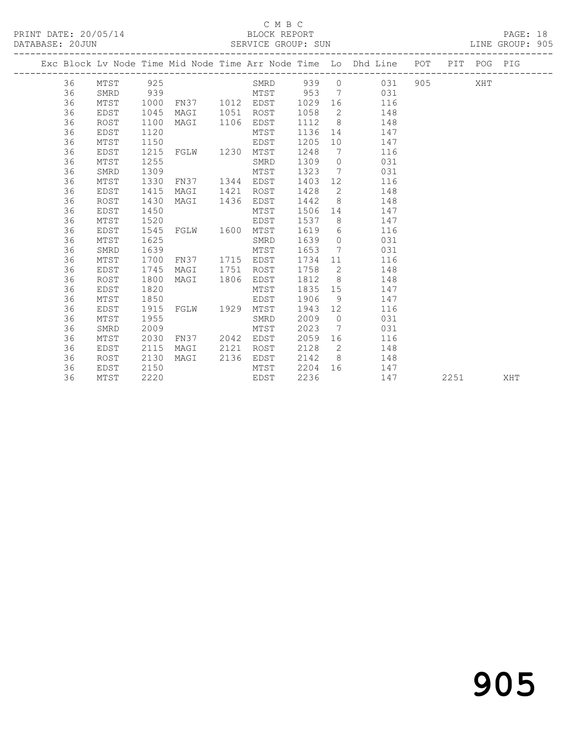C M B C
PRINT DATE: 20/05/14 BLOCK REPORT
DATABASE: 20JUN SERVICE GROUP: SUN LINE GROUP: 905

| Exc | Block | Lv | Node | Time | Mid Node | Time | Arr Node | Time | Lo | Dhd Line | POT | PIT | POG | PIG |
|---|---|---|---|---|---|---|---|---|---|---|---|---|---|---|
| | 36 | | MTST | 925 | | | SMRD | 939 | 0 | 031 | 905 | | XHT | |
| | 36 | | SMRD | 939 | | | MTST | 953 | 7 | 031 | | | | |
| | 36 | | MTST | 1000 | FN37 | 1012 | EDST | 1029 | 16 | 116 | | | | |
| | 36 | | EDST | 1045 | MAGI | 1051 | ROST | 1058 | 2 | 148 | | | | |
| | 36 | | ROST | 1100 | MAGI | 1106 | EDST | 1112 | 8 | 148 | | | | |
| | 36 | | EDST | 1120 | | | MTST | 1136 | 14 | 147 | | | | |
| | 36 | | MTST | 1150 | | | EDST | 1205 | 10 | 147 | | | | |
| | 36 | | EDST | 1215 | FGLW | 1230 | MTST | 1248 | 7 | 116 | | | | |
| | 36 | | MTST | 1255 | | | SMRD | 1309 | 0 | 031 | | | | |
| | 36 | | SMRD | 1309 | | | MTST | 1323 | 7 | 031 | | | | |
| | 36 | | MTST | 1330 | FN37 | 1344 | EDST | 1403 | 12 | 116 | | | | |
| | 36 | | EDST | 1415 | MAGI | 1421 | ROST | 1428 | 2 | 148 | | | | |
| | 36 | | ROST | 1430 | MAGI | 1436 | EDST | 1442 | 8 | 148 | | | | |
| | 36 | | EDST | 1450 | | | MTST | 1506 | 14 | 147 | | | | |
| | 36 | | MTST | 1520 | | | EDST | 1537 | 8 | 147 | | | | |
| | 36 | | EDST | 1545 | FGLW | 1600 | MTST | 1619 | 6 | 116 | | | | |
| | 36 | | MTST | 1625 | | | SMRD | 1639 | 0 | 031 | | | | |
| | 36 | | SMRD | 1639 | | | MTST | 1653 | 7 | 031 | | | | |
| | 36 | | MTST | 1700 | FN37 | 1715 | EDST | 1734 | 11 | 116 | | | | |
| | 36 | | EDST | 1745 | MAGI | 1751 | ROST | 1758 | 2 | 148 | | | | |
| | 36 | | ROST | 1800 | MAGI | 1806 | EDST | 1812 | 8 | 148 | | | | |
| | 36 | | EDST | 1820 | | | MTST | 1835 | 15 | 147 | | | | |
| | 36 | | MTST | 1850 | | | EDST | 1906 | 9 | 147 | | | | |
| | 36 | | EDST | 1915 | FGLW | 1929 | MTST | 1943 | 12 | 116 | | | | |
| | 36 | | MTST | 1955 | | | SMRD | 2009 | 0 | 031 | | | | |
| | 36 | | SMRD | 2009 | | | MTST | 2023 | 7 | 031 | | | | |
| | 36 | | MTST | 2030 | FN37 | 2042 | EDST | 2059 | 16 | 116 | | | | |
| | 36 | | EDST | 2115 | MAGI | 2121 | ROST | 2128 | 2 | 148 | | | | |
| | 36 | | ROST | 2130 | MAGI | 2136 | EDST | 2142 | 8 | 148 | | | | |
| | 36 | | EDST | 2150 | | | MTST | 2204 | 16 | 147 | | | | |
| | 36 | | MTST | 2220 | | | EDST | 2236 | | 147 | | 2251 | | XHT |

905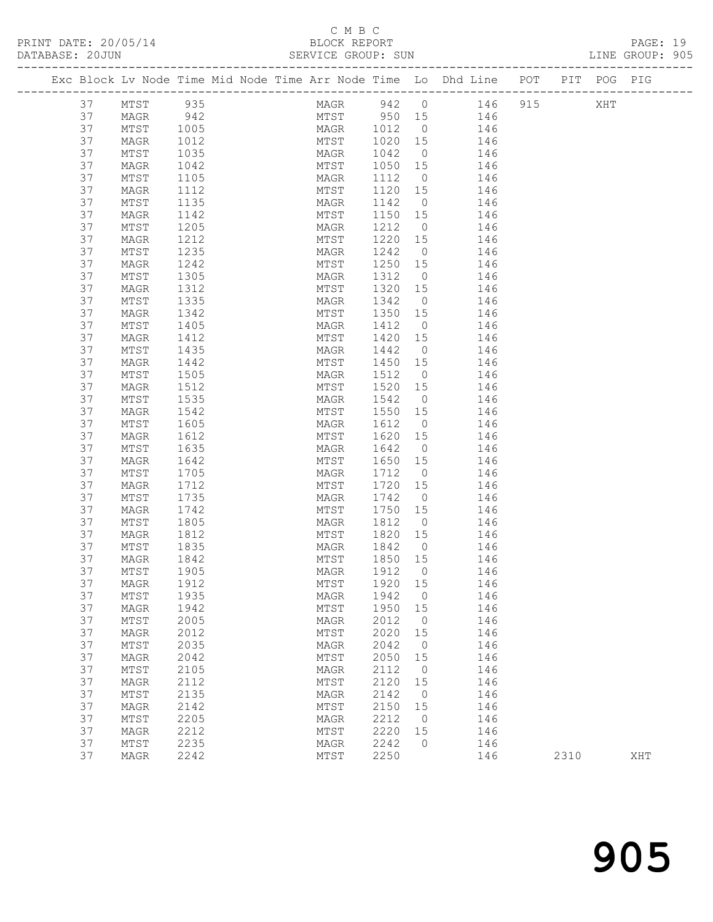C M B C

PRINT DATE: 20/05/14 BLOCK REPORT PAGE: 19
DATABASE: 20JUN SERVICE GROUP: SUN LINE GROUP: 905

| Exc | Block | Lv | Node | Time | Mid Node | Time | Arr Node | Time | Lo | Dhd Line | POT | PIT | POG | PIG |
|---|---|---|---|---|---|---|---|---|---|---|---|---|---|---|
| | 37 | | MTST | 935 | | | MAGR | 942 | 0 | 146 | 915 | | XHT | |
| | 37 | | MAGR | 942 | | | MTST | 950 | 15 | 146 | | | | |
| | 37 | | MTST | 1005 | | | MAGR | 1012 | 0 | 146 | | | | |
| | 37 | | MAGR | 1012 | | | MTST | 1020 | 15 | 146 | | | | |
| | 37 | | MTST | 1035 | | | MAGR | 1042 | 0 | 146 | | | | |
| | 37 | | MAGR | 1042 | | | MTST | 1050 | 15 | 146 | | | | |
| | 37 | | MTST | 1105 | | | MAGR | 1112 | 0 | 146 | | | | |
| | 37 | | MAGR | 1112 | | | MTST | 1120 | 15 | 146 | | | | |
| | 37 | | MTST | 1135 | | | MAGR | 1142 | 0 | 146 | | | | |
| | 37 | | MAGR | 1142 | | | MTST | 1150 | 15 | 146 | | | | |
| | 37 | | MTST | 1205 | | | MAGR | 1212 | 0 | 146 | | | | |
| | 37 | | MAGR | 1212 | | | MTST | 1220 | 15 | 146 | | | | |
| | 37 | | MTST | 1235 | | | MAGR | 1242 | 0 | 146 | | | | |
| | 37 | | MAGR | 1242 | | | MTST | 1250 | 15 | 146 | | | | |
| | 37 | | MTST | 1305 | | | MAGR | 1312 | 0 | 146 | | | | |
| | 37 | | MAGR | 1312 | | | MTST | 1320 | 15 | 146 | | | | |
| | 37 | | MTST | 1335 | | | MAGR | 1342 | 0 | 146 | | | | |
| | 37 | | MAGR | 1342 | | | MTST | 1350 | 15 | 146 | | | | |
| | 37 | | MTST | 1405 | | | MAGR | 1412 | 0 | 146 | | | | |
| | 37 | | MAGR | 1412 | | | MTST | 1420 | 15 | 146 | | | | |
| | 37 | | MTST | 1435 | | | MAGR | 1442 | 0 | 146 | | | | |
| | 37 | | MAGR | 1442 | | | MTST | 1450 | 15 | 146 | | | | |
| | 37 | | MTST | 1505 | | | MAGR | 1512 | 0 | 146 | | | | |
| | 37 | | MAGR | 1512 | | | MTST | 1520 | 15 | 146 | | | | |
| | 37 | | MTST | 1535 | | | MAGR | 1542 | 0 | 146 | | | | |
| | 37 | | MAGR | 1542 | | | MTST | 1550 | 15 | 146 | | | | |
| | 37 | | MTST | 1605 | | | MAGR | 1612 | 0 | 146 | | | | |
| | 37 | | MAGR | 1612 | | | MTST | 1620 | 15 | 146 | | | | |
| | 37 | | MTST | 1635 | | | MAGR | 1642 | 0 | 146 | | | | |
| | 37 | | MAGR | 1642 | | | MTST | 1650 | 15 | 146 | | | | |
| | 37 | | MTST | 1705 | | | MAGR | 1712 | 0 | 146 | | | | |
| | 37 | | MAGR | 1712 | | | MTST | 1720 | 15 | 146 | | | | |
| | 37 | | MTST | 1735 | | | MAGR | 1742 | 0 | 146 | | | | |
| | 37 | | MAGR | 1742 | | | MTST | 1750 | 15 | 146 | | | | |
| | 37 | | MTST | 1805 | | | MAGR | 1812 | 0 | 146 | | | | |
| | 37 | | MAGR | 1812 | | | MTST | 1820 | 15 | 146 | | | | |
| | 37 | | MTST | 1835 | | | MAGR | 1842 | 0 | 146 | | | | |
| | 37 | | MAGR | 1842 | | | MTST | 1850 | 15 | 146 | | | | |
| | 37 | | MTST | 1905 | | | MAGR | 1912 | 0 | 146 | | | | |
| | 37 | | MAGR | 1912 | | | MTST | 1920 | 15 | 146 | | | | |
| | 37 | | MTST | 1935 | | | MAGR | 1942 | 0 | 146 | | | | |
| | 37 | | MAGR | 1942 | | | MTST | 1950 | 15 | 146 | | | | |
| | 37 | | MTST | 2005 | | | MAGR | 2012 | 0 | 146 | | | | |
| | 37 | | MAGR | 2012 | | | MTST | 2020 | 15 | 146 | | | | |
| | 37 | | MTST | 2035 | | | MAGR | 2042 | 0 | 146 | | | | |
| | 37 | | MAGR | 2042 | | | MTST | 2050 | 15 | 146 | | | | |
| | 37 | | MTST | 2105 | | | MAGR | 2112 | 0 | 146 | | | | |
| | 37 | | MAGR | 2112 | | | MTST | 2120 | 15 | 146 | | | | |
| | 37 | | MTST | 2135 | | | MAGR | 2142 | 0 | 146 | | | | |
| | 37 | | MAGR | 2142 | | | MTST | 2150 | 15 | 146 | | | | |
| | 37 | | MTST | 2205 | | | MAGR | 2212 | 0 | 146 | | | | |
| | 37 | | MAGR | 2212 | | | MTST | 2220 | 15 | 146 | | | | |
| | 37 | | MTST | 2235 | | | MAGR | 2242 | 0 | 146 | | | | |
| | 37 | | MAGR | 2242 | | | MTST | 2250 | | 146 | | 2310 | | XHT |

905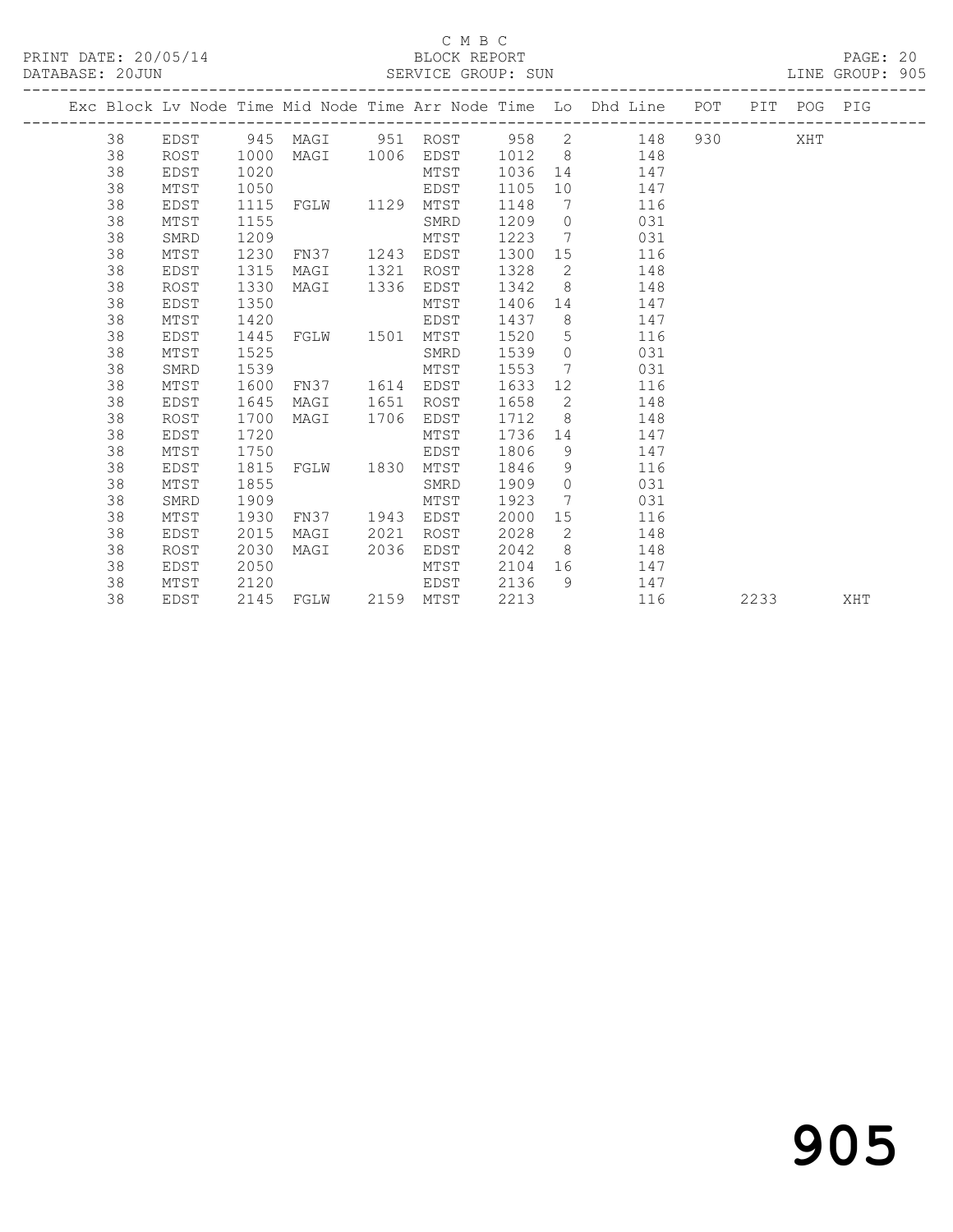C M B C

PRINT DATE: 20/05/14 BLOCK REPORT

DATABASE: 20JUN SERVICE GROUP: SUN LINE GROUP: 905

| Exc | Block | Lv | Node | Time | Mid Node | Time | Arr Node | Time | Lo | Dhd Line | POT | PIT | POG | PIG |
|---|---|---|---|---|---|---|---|---|---|---|---|---|---|---|
| | 38 | | EDST | 945 | MAGI | 951 | ROST | 958 | 2 | 148 | 930 | | XHT | |
| | 38 | | ROST | 1000 | MAGI | 1006 | EDST | 1012 | 8 | 148 | | | | |
| | 38 | | EDST | 1020 | | | MTST | 1036 | 14 | 147 | | | | |
| | 38 | | MTST | 1050 | | | EDST | 1105 | 10 | 147 | | | | |
| | 38 | | EDST | 1115 | FGLW | 1129 | MTST | 1148 | 7 | 116 | | | | |
| | 38 | | MTST | 1155 | | | SMRD | 1209 | 0 | 031 | | | | |
| | 38 | | SMRD | 1209 | | | MTST | 1223 | 7 | 031 | | | | |
| | 38 | | MTST | 1230 | FN37 | 1243 | EDST | 1300 | 15 | 116 | | | | |
| | 38 | | EDST | 1315 | MAGI | 1321 | ROST | 1328 | 2 | 148 | | | | |
| | 38 | | ROST | 1330 | MAGI | 1336 | EDST | 1342 | 8 | 148 | | | | |
| | 38 | | EDST | 1350 | | | MTST | 1406 | 14 | 147 | | | | |
| | 38 | | MTST | 1420 | | | EDST | 1437 | 8 | 147 | | | | |
| | 38 | | EDST | 1445 | FGLW | 1501 | MTST | 1520 | 5 | 116 | | | | |
| | 38 | | MTST | 1525 | | | SMRD | 1539 | 0 | 031 | | | | |
| | 38 | | SMRD | 1539 | | | MTST | 1553 | 7 | 031 | | | | |
| | 38 | | MTST | 1600 | FN37 | 1614 | EDST | 1633 | 12 | 116 | | | | |
| | 38 | | EDST | 1645 | MAGI | 1651 | ROST | 1658 | 2 | 148 | | | | |
| | 38 | | ROST | 1700 | MAGI | 1706 | EDST | 1712 | 8 | 148 | | | | |
| | 38 | | EDST | 1720 | | | MTST | 1736 | 14 | 147 | | | | |
| | 38 | | MTST | 1750 | | | EDST | 1806 | 9 | 147 | | | | |
| | 38 | | EDST | 1815 | FGLW | 1830 | MTST | 1846 | 9 | 116 | | | | |
| | 38 | | MTST | 1855 | | | SMRD | 1909 | 0 | 031 | | | | |
| | 38 | | SMRD | 1909 | | | MTST | 1923 | 7 | 031 | | | | |
| | 38 | | MTST | 1930 | FN37 | 1943 | EDST | 2000 | 15 | 116 | | | | |
| | 38 | | EDST | 2015 | MAGI | 2021 | ROST | 2028 | 2 | 148 | | | | |
| | 38 | | ROST | 2030 | MAGI | 2036 | EDST | 2042 | 8 | 148 | | | | |
| | 38 | | EDST | 2050 | | | MTST | 2104 | 16 | 147 | | | | |
| | 38 | | MTST | 2120 | | | EDST | 2136 | 9 | 147 | | | | |
| | 38 | | EDST | 2145 | FGLW | 2159 | MTST | 2213 | | 116 | | 2233 | | XHT |

905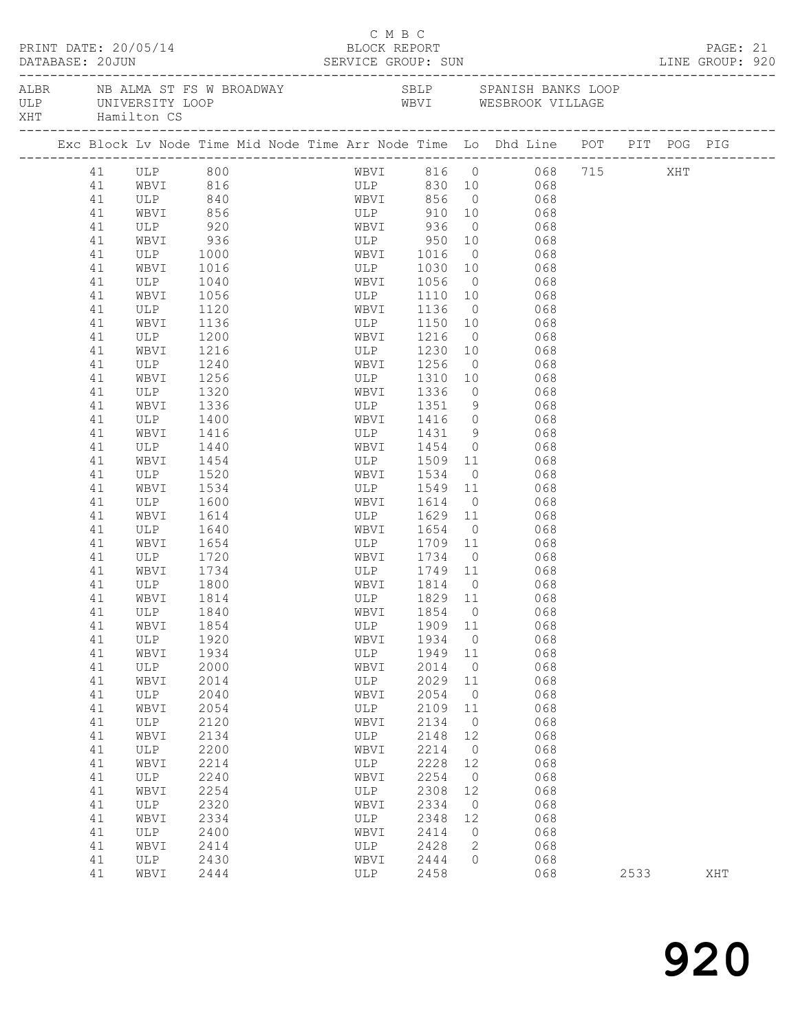C M B C
BLOCK REPORT
SERVICE GROUP: SUN

PRINT DATE: 20/05/14
DATABASE: 20JUN

LINE GROUP: 920

ALBR NB ALMA ST FS W BROADWAY
ULP UNIVERSITY LOOP
XHT Hamilton CS

SBLP SPANISH BANKS LOOP
WBVI WESBROOK VILLAGE

| Exc | Block | Lv Node | Time | Mid Node | Time | Arr Node | Time | Lo | Dhd Line | POT | PIT | POG | PIG |
|---|---|---|---|---|---|---|---|---|---|---|---|---|---|
| | 41 | ULP | 800 | | | WBVI | 816 | 0 | 068 | 715 | | XHT | |
| | 41 | WBVI | 816 | | | ULP | 830 | 10 | 068 | | | | |
| | 41 | ULP | 840 | | | WBVI | 856 | 0 | 068 | | | | |
| | 41 | WBVI | 856 | | | ULP | 910 | 10 | 068 | | | | |
| | 41 | ULP | 920 | | | WBVI | 936 | 0 | 068 | | | | |
| | 41 | WBVI | 936 | | | ULP | 950 | 10 | 068 | | | | |
| | 41 | ULP | 1000 | | | WBVI | 1016 | 0 | 068 | | | | |
| | 41 | WBVI | 1016 | | | ULP | 1030 | 10 | 068 | | | | |
| | 41 | ULP | 1040 | | | WBVI | 1056 | 0 | 068 | | | | |
| | 41 | WBVI | 1056 | | | ULP | 1110 | 10 | 068 | | | | |
| | 41 | ULP | 1120 | | | WBVI | 1136 | 0 | 068 | | | | |
| | 41 | WBVI | 1136 | | | ULP | 1150 | 10 | 068 | | | | |
| | 41 | ULP | 1200 | | | WBVI | 1216 | 0 | 068 | | | | |
| | 41 | WBVI | 1216 | | | ULP | 1230 | 10 | 068 | | | | |
| | 41 | ULP | 1240 | | | WBVI | 1256 | 0 | 068 | | | | |
| | 41 | WBVI | 1256 | | | ULP | 1310 | 10 | 068 | | | | |
| | 41 | ULP | 1320 | | | WBVI | 1336 | 0 | 068 | | | | |
| | 41 | WBVI | 1336 | | | ULP | 1351 | 9 | 068 | | | | |
| | 41 | ULP | 1400 | | | WBVI | 1416 | 0 | 068 | | | | |
| | 41 | WBVI | 1416 | | | ULP | 1431 | 9 | 068 | | | | |
| | 41 | ULP | 1440 | | | WBVI | 1454 | 0 | 068 | | | | |
| | 41 | WBVI | 1454 | | | ULP | 1509 | 11 | 068 | | | | |
| | 41 | ULP | 1520 | | | WBVI | 1534 | 0 | 068 | | | | |
| | 41 | WBVI | 1534 | | | ULP | 1549 | 11 | 068 | | | | |
| | 41 | ULP | 1600 | | | WBVI | 1614 | 0 | 068 | | | | |
| | 41 | WBVI | 1614 | | | ULP | 1629 | 11 | 068 | | | | |
| | 41 | ULP | 1640 | | | WBVI | 1654 | 0 | 068 | | | | |
| | 41 | WBVI | 1654 | | | ULP | 1709 | 11 | 068 | | | | |
| | 41 | ULP | 1720 | | | WBVI | 1734 | 0 | 068 | | | | |
| | 41 | WBVI | 1734 | | | ULP | 1749 | 11 | 068 | | | | |
| | 41 | ULP | 1800 | | | WBVI | 1814 | 0 | 068 | | | | |
| | 41 | WBVI | 1814 | | | ULP | 1829 | 11 | 068 | | | | |
| | 41 | ULP | 1840 | | | WBVI | 1854 | 0 | 068 | | | | |
| | 41 | WBVI | 1854 | | | ULP | 1909 | 11 | 068 | | | | |
| | 41 | ULP | 1920 | | | WBVI | 1934 | 0 | 068 | | | | |
| | 41 | WBVI | 1934 | | | ULP | 1949 | 11 | 068 | | | | |
| | 41 | ULP | 2000 | | | WBVI | 2014 | 0 | 068 | | | | |
| | 41 | WBVI | 2014 | | | ULP | 2029 | 11 | 068 | | | | |
| | 41 | ULP | 2040 | | | WBVI | 2054 | 0 | 068 | | | | |
| | 41 | WBVI | 2054 | | | ULP | 2109 | 11 | 068 | | | | |
| | 41 | ULP | 2120 | | | WBVI | 2134 | 0 | 068 | | | | |
| | 41 | WBVI | 2134 | | | ULP | 2148 | 12 | 068 | | | | |
| | 41 | ULP | 2200 | | | WBVI | 2214 | 0 | 068 | | | | |
| | 41 | WBVI | 2214 | | | ULP | 2228 | 12 | 068 | | | | |
| | 41 | ULP | 2240 | | | WBVI | 2254 | 0 | 068 | | | | |
| | 41 | WBVI | 2254 | | | ULP | 2308 | 12 | 068 | | | | |
| | 41 | ULP | 2320 | | | WBVI | 2334 | 0 | 068 | | | | |
| | 41 | WBVI | 2334 | | | ULP | 2348 | 12 | 068 | | | | |
| | 41 | ULP | 2400 | | | WBVI | 2414 | 0 | 068 | | | | |
| | 41 | WBVI | 2414 | | | ULP | 2428 | 2 | 068 | | | | |
| | 41 | ULP | 2430 | | | WBVI | 2444 | 0 | 068 | | | | |
| | 41 | WBVI | 2444 | | | ULP | 2458 | | 068 | | 2533 | | XHT |

# 920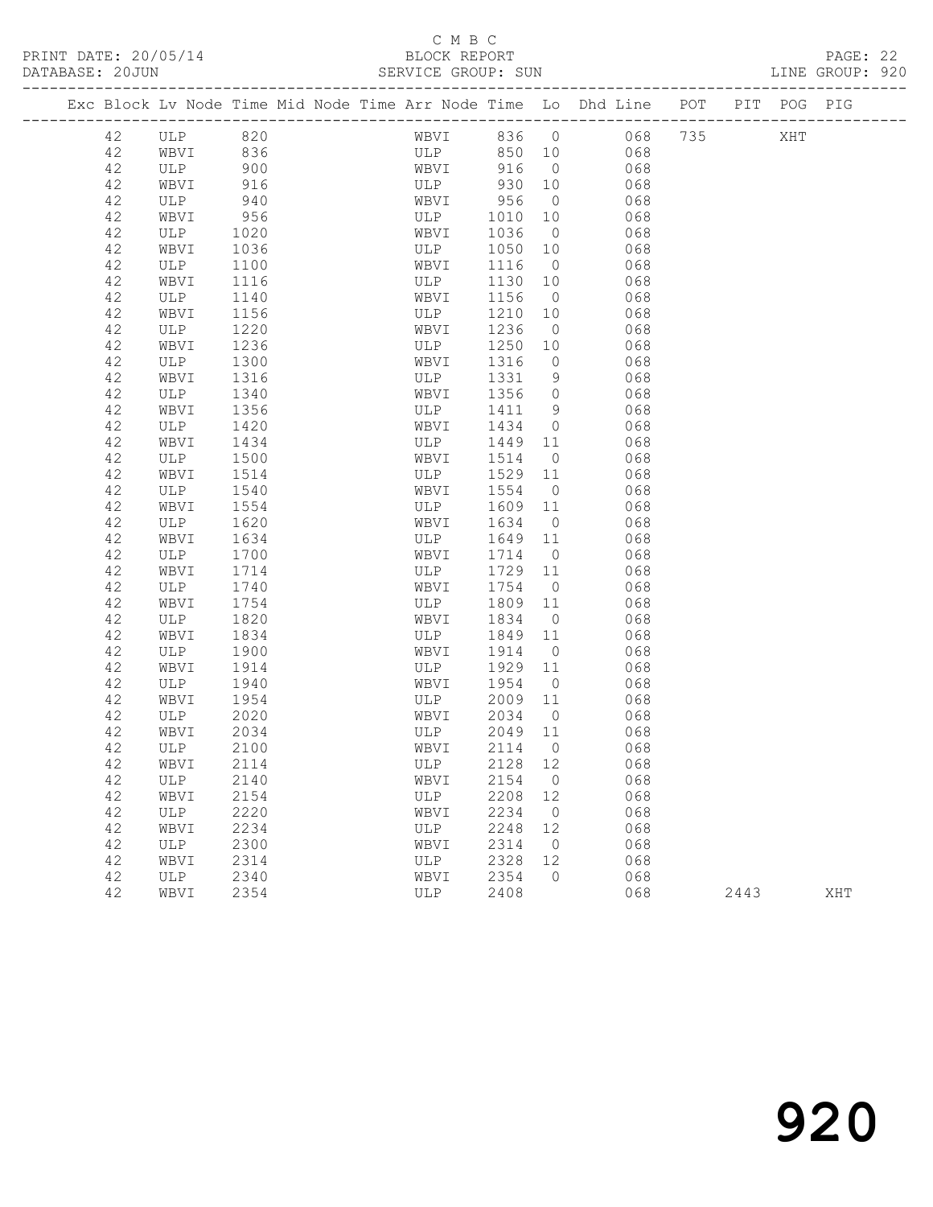C M B C

PRINT DATE: 20/05/14 BLOCK REPORT
DATABASE: 20JUN SERVICE GROUP: SUN LINE GROUP: 920

| Exc | Block | Lv | Node | Time | Mid Node | Time | Arr Node | Time | Lo | Dhd Line | POT | PIT | POG | PIG |
|---|---|---|---|---|---|---|---|---|---|---|---|---|---|---|
| | 42 | | ULP | 820 | | | WBVI | 836 | 0 | 068 | 735 | | XHT | |
| | 42 | | WBVI | 836 | | | ULP | 850 | 10 | 068 | | | | |
| | 42 | | ULP | 900 | | | WBVI | 916 | 0 | 068 | | | | |
| | 42 | | WBVI | 916 | | | ULP | 930 | 10 | 068 | | | | |
| | 42 | | ULP | 940 | | | WBVI | 956 | 0 | 068 | | | | |
| | 42 | | WBVI | 956 | | | ULP | 1010 | 10 | 068 | | | | |
| | 42 | | ULP | 1020 | | | WBVI | 1036 | 0 | 068 | | | | |
| | 42 | | WBVI | 1036 | | | ULP | 1050 | 10 | 068 | | | | |
| | 42 | | ULP | 1100 | | | WBVI | 1116 | 0 | 068 | | | | |
| | 42 | | WBVI | 1116 | | | ULP | 1130 | 10 | 068 | | | | |
| | 42 | | ULP | 1140 | | | WBVI | 1156 | 0 | 068 | | | | |
| | 42 | | WBVI | 1156 | | | ULP | 1210 | 10 | 068 | | | | |
| | 42 | | ULP | 1220 | | | WBVI | 1236 | 0 | 068 | | | | |
| | 42 | | WBVI | 1236 | | | ULP | 1250 | 10 | 068 | | | | |
| | 42 | | ULP | 1300 | | | WBVI | 1316 | 0 | 068 | | | | |
| | 42 | | WBVI | 1316 | | | ULP | 1331 | 9 | 068 | | | | |
| | 42 | | ULP | 1340 | | | WBVI | 1356 | 0 | 068 | | | | |
| | 42 | | WBVI | 1356 | | | ULP | 1411 | 9 | 068 | | | | |
| | 42 | | ULP | 1420 | | | WBVI | 1434 | 0 | 068 | | | | |
| | 42 | | WBVI | 1434 | | | ULP | 1449 | 11 | 068 | | | | |
| | 42 | | ULP | 1500 | | | WBVI | 1514 | 0 | 068 | | | | |
| | 42 | | WBVI | 1514 | | | ULP | 1529 | 11 | 068 | | | | |
| | 42 | | ULP | 1540 | | | WBVI | 1554 | 0 | 068 | | | | |
| | 42 | | WBVI | 1554 | | | ULP | 1609 | 11 | 068 | | | | |
| | 42 | | ULP | 1620 | | | WBVI | 1634 | 0 | 068 | | | | |
| | 42 | | WBVI | 1634 | | | ULP | 1649 | 11 | 068 | | | | |
| | 42 | | ULP | 1700 | | | WBVI | 1714 | 0 | 068 | | | | |
| | 42 | | WBVI | 1714 | | | ULP | 1729 | 11 | 068 | | | | |
| | 42 | | ULP | 1740 | | | WBVI | 1754 | 0 | 068 | | | | |
| | 42 | | WBVI | 1754 | | | ULP | 1809 | 11 | 068 | | | | |
| | 42 | | ULP | 1820 | | | WBVI | 1834 | 0 | 068 | | | | |
| | 42 | | WBVI | 1834 | | | ULP | 1849 | 11 | 068 | | | | |
| | 42 | | ULP | 1900 | | | WBVI | 1914 | 0 | 068 | | | | |
| | 42 | | WBVI | 1914 | | | ULP | 1929 | 11 | 068 | | | | |
| | 42 | | ULP | 1940 | | | WBVI | 1954 | 0 | 068 | | | | |
| | 42 | | WBVI | 1954 | | | ULP | 2009 | 11 | 068 | | | | |
| | 42 | | ULP | 2020 | | | WBVI | 2034 | 0 | 068 | | | | |
| | 42 | | WBVI | 2034 | | | ULP | 2049 | 11 | 068 | | | | |
| | 42 | | ULP | 2100 | | | WBVI | 2114 | 0 | 068 | | | | |
| | 42 | | WBVI | 2114 | | | ULP | 2128 | 12 | 068 | | | | |
| | 42 | | ULP | 2140 | | | WBVI | 2154 | 0 | 068 | | | | |
| | 42 | | WBVI | 2154 | | | ULP | 2208 | 12 | 068 | | | | |
| | 42 | | ULP | 2220 | | | WBVI | 2234 | 0 | 068 | | | | |
| | 42 | | WBVI | 2234 | | | ULP | 2248 | 12 | 068 | | | | |
| | 42 | | ULP | 2300 | | | WBVI | 2314 | 0 | 068 | | | | |
| | 42 | | WBVI | 2314 | | | ULP | 2328 | 12 | 068 | | | | |
| | 42 | | ULP | 2340 | | | WBVI | 2354 | 0 | 068 | | | | |
| | 42 | | WBVI | 2354 | | | ULP | 2408 | | 068 | | 2443 | | XHT |

920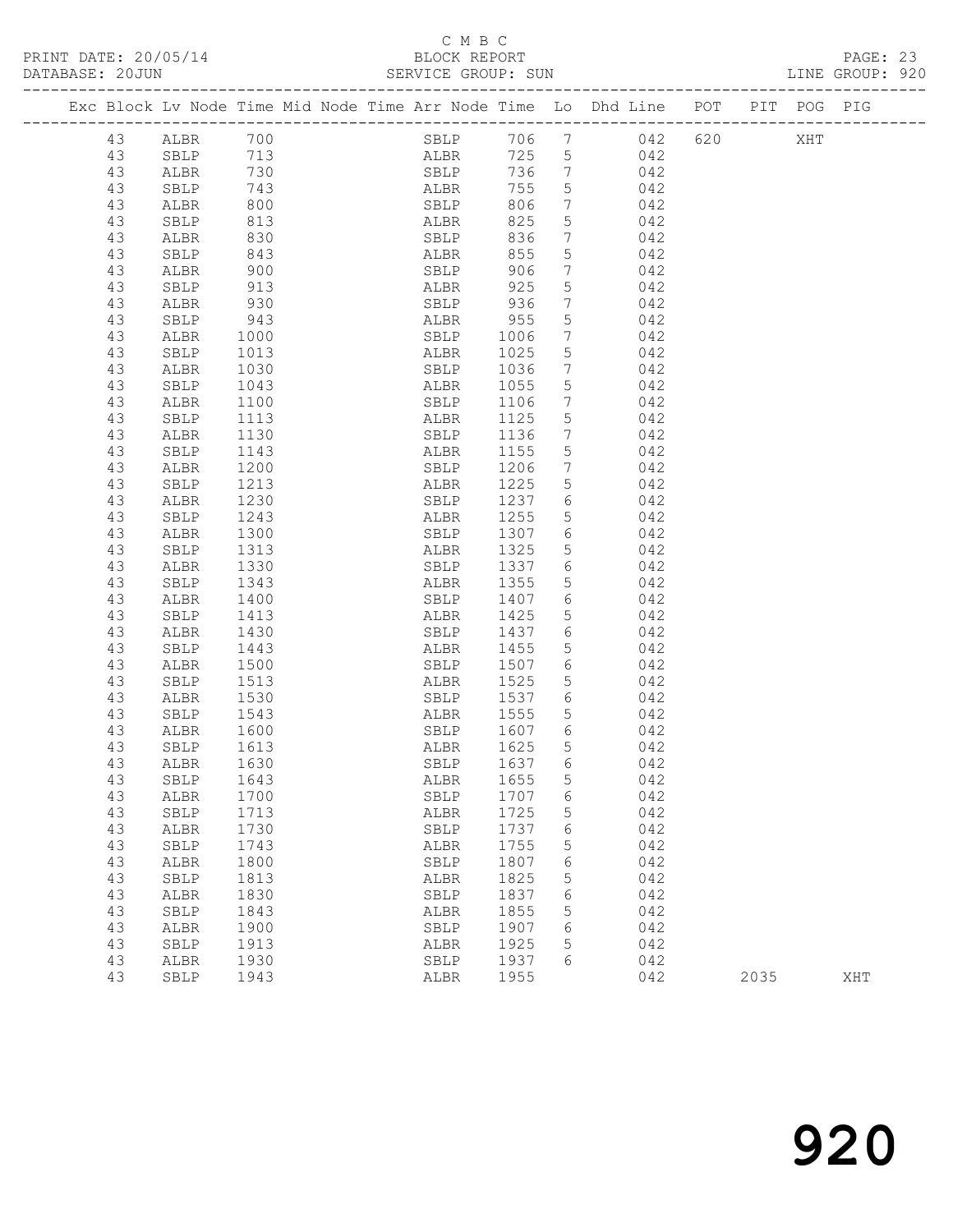C M B C

PRINT DATE: 20/05/14 BLOCK REPORT PAGE: 23
DATABASE: 20JUN SERVICE GROUP: SUN LINE GROUP: 920

| Exc | Block | Lv | Node | Time | Mid Node | Time | Arr Node | Time | Lo | Dhd Line | POT | PIT | POG | PIG |
|---|---|---|---|---|---|---|---|---|---|---|---|---|---|---|
| | 43 | | ALBR | 700 | | | SBLP | 706 | 7 | 042 | 620 | | XHT | |
| | 43 | | SBLP | 713 | | | ALBR | 725 | 5 | 042 | | | | |
| | 43 | | ALBR | 730 | | | SBLP | 736 | 7 | 042 | | | | |
| | 43 | | SBLP | 743 | | | ALBR | 755 | 5 | 042 | | | | |
| | 43 | | ALBR | 800 | | | SBLP | 806 | 7 | 042 | | | | |
| | 43 | | SBLP | 813 | | | ALBR | 825 | 5 | 042 | | | | |
| | 43 | | ALBR | 830 | | | SBLP | 836 | 7 | 042 | | | | |
| | 43 | | SBLP | 843 | | | ALBR | 855 | 5 | 042 | | | | |
| | 43 | | ALBR | 900 | | | SBLP | 906 | 7 | 042 | | | | |
| | 43 | | SBLP | 913 | | | ALBR | 925 | 5 | 042 | | | | |
| | 43 | | ALBR | 930 | | | SBLP | 936 | 7 | 042 | | | | |
| | 43 | | SBLP | 943 | | | ALBR | 955 | 5 | 042 | | | | |
| | 43 | | ALBR | 1000 | | | SBLP | 1006 | 7 | 042 | | | | |
| | 43 | | SBLP | 1013 | | | ALBR | 1025 | 5 | 042 | | | | |
| | 43 | | ALBR | 1030 | | | SBLP | 1036 | 7 | 042 | | | | |
| | 43 | | SBLP | 1043 | | | ALBR | 1055 | 5 | 042 | | | | |
| | 43 | | ALBR | 1100 | | | SBLP | 1106 | 7 | 042 | | | | |
| | 43 | | SBLP | 1113 | | | ALBR | 1125 | 5 | 042 | | | | |
| | 43 | | ALBR | 1130 | | | SBLP | 1136 | 7 | 042 | | | | |
| | 43 | | SBLP | 1143 | | | ALBR | 1155 | 5 | 042 | | | | |
| | 43 | | ALBR | 1200 | | | SBLP | 1206 | 7 | 042 | | | | |
| | 43 | | SBLP | 1213 | | | ALBR | 1225 | 5 | 042 | | | | |
| | 43 | | ALBR | 1230 | | | SBLP | 1237 | 6 | 042 | | | | |
| | 43 | | SBLP | 1243 | | | ALBR | 1255 | 5 | 042 | | | | |
| | 43 | | ALBR | 1300 | | | SBLP | 1307 | 6 | 042 | | | | |
| | 43 | | SBLP | 1313 | | | ALBR | 1325 | 5 | 042 | | | | |
| | 43 | | ALBR | 1330 | | | SBLP | 1337 | 6 | 042 | | | | |
| | 43 | | SBLP | 1343 | | | ALBR | 1355 | 5 | 042 | | | | |
| | 43 | | ALBR | 1400 | | | SBLP | 1407 | 6 | 042 | | | | |
| | 43 | | SBLP | 1413 | | | ALBR | 1425 | 5 | 042 | | | | |
| | 43 | | ALBR | 1430 | | | SBLP | 1437 | 6 | 042 | | | | |
| | 43 | | SBLP | 1443 | | | ALBR | 1455 | 5 | 042 | | | | |
| | 43 | | ALBR | 1500 | | | SBLP | 1507 | 6 | 042 | | | | |
| | 43 | | SBLP | 1513 | | | ALBR | 1525 | 5 | 042 | | | | |
| | 43 | | ALBR | 1530 | | | SBLP | 1537 | 6 | 042 | | | | |
| | 43 | | SBLP | 1543 | | | ALBR | 1555 | 5 | 042 | | | | |
| | 43 | | ALBR | 1600 | | | SBLP | 1607 | 6 | 042 | | | | |
| | 43 | | SBLP | 1613 | | | ALBR | 1625 | 5 | 042 | | | | |
| | 43 | | ALBR | 1630 | | | SBLP | 1637 | 6 | 042 | | | | |
| | 43 | | SBLP | 1643 | | | ALBR | 1655 | 5 | 042 | | | | |
| | 43 | | ALBR | 1700 | | | SBLP | 1707 | 6 | 042 | | | | |
| | 43 | | SBLP | 1713 | | | ALBR | 1725 | 5 | 042 | | | | |
| | 43 | | ALBR | 1730 | | | SBLP | 1737 | 6 | 042 | | | | |
| | 43 | | SBLP | 1743 | | | ALBR | 1755 | 5 | 042 | | | | |
| | 43 | | ALBR | 1800 | | | SBLP | 1807 | 6 | 042 | | | | |
| | 43 | | SBLP | 1813 | | | ALBR | 1825 | 5 | 042 | | | | |
| | 43 | | ALBR | 1830 | | | SBLP | 1837 | 6 | 042 | | | | |
| | 43 | | SBLP | 1843 | | | ALBR | 1855 | 5 | 042 | | | | |
| | 43 | | ALBR | 1900 | | | SBLP | 1907 | 6 | 042 | | | | |
| | 43 | | SBLP | 1913 | | | ALBR | 1925 | 5 | 042 | | | | |
| | 43 | | ALBR | 1930 | | | SBLP | 1937 | 6 | 042 | | | | |
| | 43 | | SBLP | 1943 | | | ALBR | 1955 | | 042 | | 2035 | | XHT |

# 920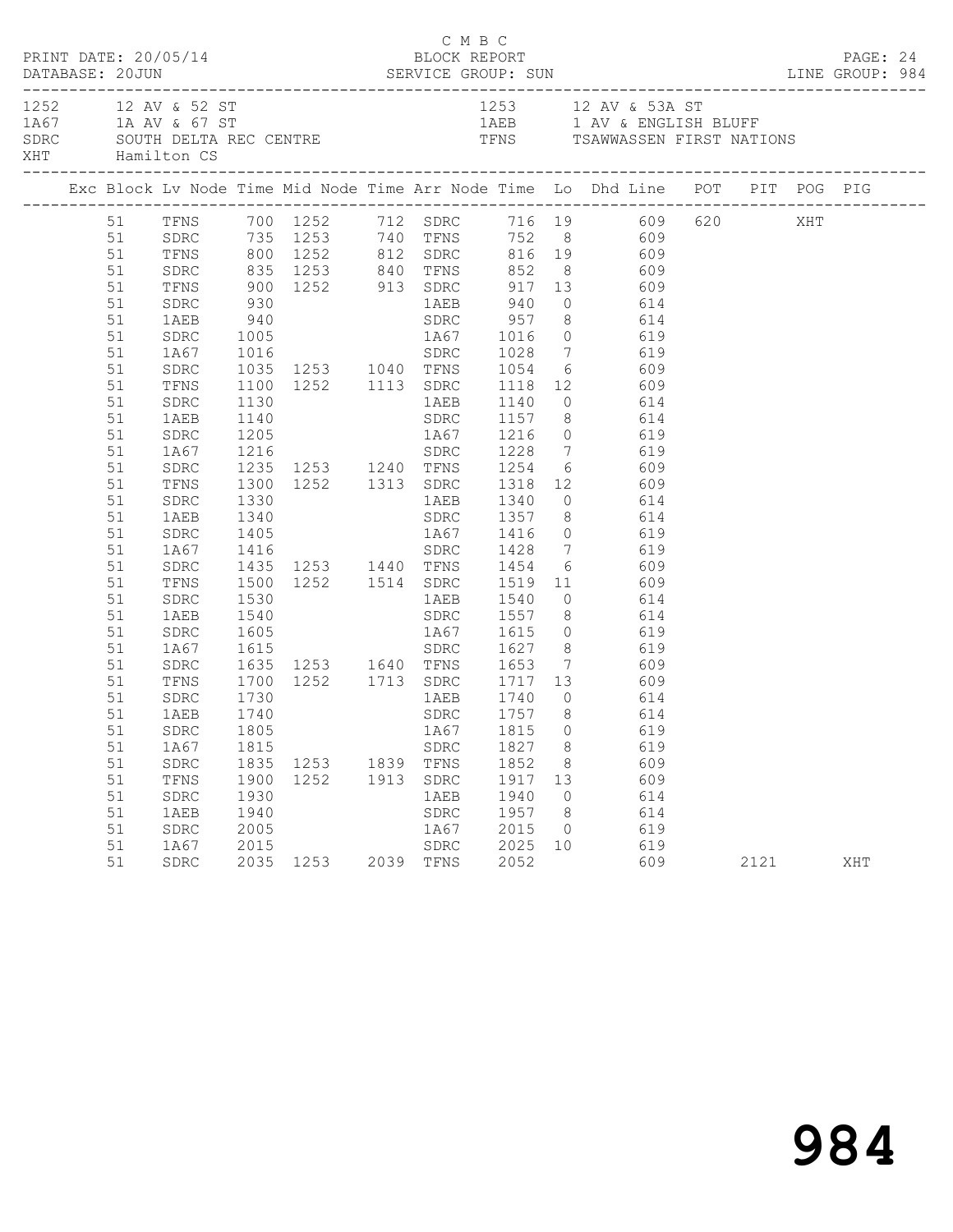C M B C

PRINT DATE: 20/05/14 BLOCK REPORT

DATABASE: 20JUN SERVICE GROUP: SUN LINE GROUP: 984

| | | | |
|---|---|---|---|
| 1252 | 12 AV & 52 ST | 1253 | 12 AV & 53A ST |
| 1A67 | 1A AV & 67 ST | 1AEB | 1 AV & ENGLISH BLUFF |
| SDRC | SOUTH DELTA REC CENTRE | TFNS | TSAWWASSEN FIRST NATIONS |
| XHT | Hamilton CS | | |

| Exc | Block | Lv Node | Time | Mid Node | Time | Arr Node | Time | Lo | Dhd Line | POT | PIT | POG | PIG |
|---|---|---|---|---|---|---|---|---|---|---|---|---|---|
| | 51 | TFNS | 700 | 1252 | 712 | SDRC | 716 | 19 | 609 | 620 | | XHT | |
| | 51 | SDRC | 735 | 1253 | 740 | TFNS | 752 | 8 | 609 | | | | |
| | 51 | TFNS | 800 | 1252 | 812 | SDRC | 816 | 19 | 609 | | | | |
| | 51 | SDRC | 835 | 1253 | 840 | TFNS | 852 | 8 | 609 | | | | |
| | 51 | TFNS | 900 | 1252 | 913 | SDRC | 917 | 13 | 609 | | | | |
| | 51 | SDRC | 930 | | | 1AEB | 940 | 0 | 614 | | | | |
| | 51 | 1AEB | 940 | | | SDRC | 957 | 8 | 614 | | | | |
| | 51 | SDRC | 1005 | | | 1A67 | 1016 | 0 | 619 | | | | |
| | 51 | 1A67 | 1016 | | | SDRC | 1028 | 7 | 619 | | | | |
| | 51 | SDRC | 1035 | 1253 | 1040 | TFNS | 1054 | 6 | 609 | | | | |
| | 51 | TFNS | 1100 | 1252 | 1113 | SDRC | 1118 | 12 | 609 | | | | |
| | 51 | SDRC | 1130 | | | 1AEB | 1140 | 0 | 614 | | | | |
| | 51 | 1AEB | 1140 | | | SDRC | 1157 | 8 | 614 | | | | |
| | 51 | SDRC | 1205 | | | 1A67 | 1216 | 0 | 619 | | | | |
| | 51 | 1A67 | 1216 | | | SDRC | 1228 | 7 | 619 | | | | |
| | 51 | SDRC | 1235 | 1253 | 1240 | TFNS | 1254 | 6 | 609 | | | | |
| | 51 | TFNS | 1300 | 1252 | 1313 | SDRC | 1318 | 12 | 609 | | | | |
| | 51 | SDRC | 1330 | | | 1AEB | 1340 | 0 | 614 | | | | |
| | 51 | 1AEB | 1340 | | | SDRC | 1357 | 8 | 614 | | | | |
| | 51 | SDRC | 1405 | | | 1A67 | 1416 | 0 | 619 | | | | |
| | 51 | 1A67 | 1416 | | | SDRC | 1428 | 7 | 619 | | | | |
| | 51 | SDRC | 1435 | 1253 | 1440 | TFNS | 1454 | 6 | 609 | | | | |
| | 51 | TFNS | 1500 | 1252 | 1514 | SDRC | 1519 | 11 | 609 | | | | |
| | 51 | SDRC | 1530 | | | 1AEB | 1540 | 0 | 614 | | | | |
| | 51 | 1AEB | 1540 | | | SDRC | 1557 | 8 | 614 | | | | |
| | 51 | SDRC | 1605 | | | 1A67 | 1615 | 0 | 619 | | | | |
| | 51 | 1A67 | 1615 | | | SDRC | 1627 | 8 | 619 | | | | |
| | 51 | SDRC | 1635 | 1253 | 1640 | TFNS | 1653 | 7 | 609 | | | | |
| | 51 | TFNS | 1700 | 1252 | 1713 | SDRC | 1717 | 13 | 609 | | | | |
| | 51 | SDRC | 1730 | | | 1AEB | 1740 | 0 | 614 | | | | |
| | 51 | 1AEB | 1740 | | | SDRC | 1757 | 8 | 614 | | | | |
| | 51 | SDRC | 1805 | | | 1A67 | 1815 | 0 | 619 | | | | |
| | 51 | 1A67 | 1815 | | | SDRC | 1827 | 8 | 619 | | | | |
| | 51 | SDRC | 1835 | 1253 | 1839 | TFNS | 1852 | 8 | 609 | | | | |
| | 51 | TFNS | 1900 | 1252 | 1913 | SDRC | 1917 | 13 | 609 | | | | |
| | 51 | SDRC | 1930 | | | 1AEB | 1940 | 0 | 614 | | | | |
| | 51 | 1AEB | 1940 | | | SDRC | 1957 | 8 | 614 | | | | |
| | 51 | SDRC | 2005 | | | 1A67 | 2015 | 0 | 619 | | | | |
| | 51 | 1A67 | 2015 | | | SDRC | 2025 | 10 | 619 | | | | |
| | 51 | SDRC | 2035 | 1253 | 2039 | TFNS | 2052 | | 609 | | 2121 | | XHT |

984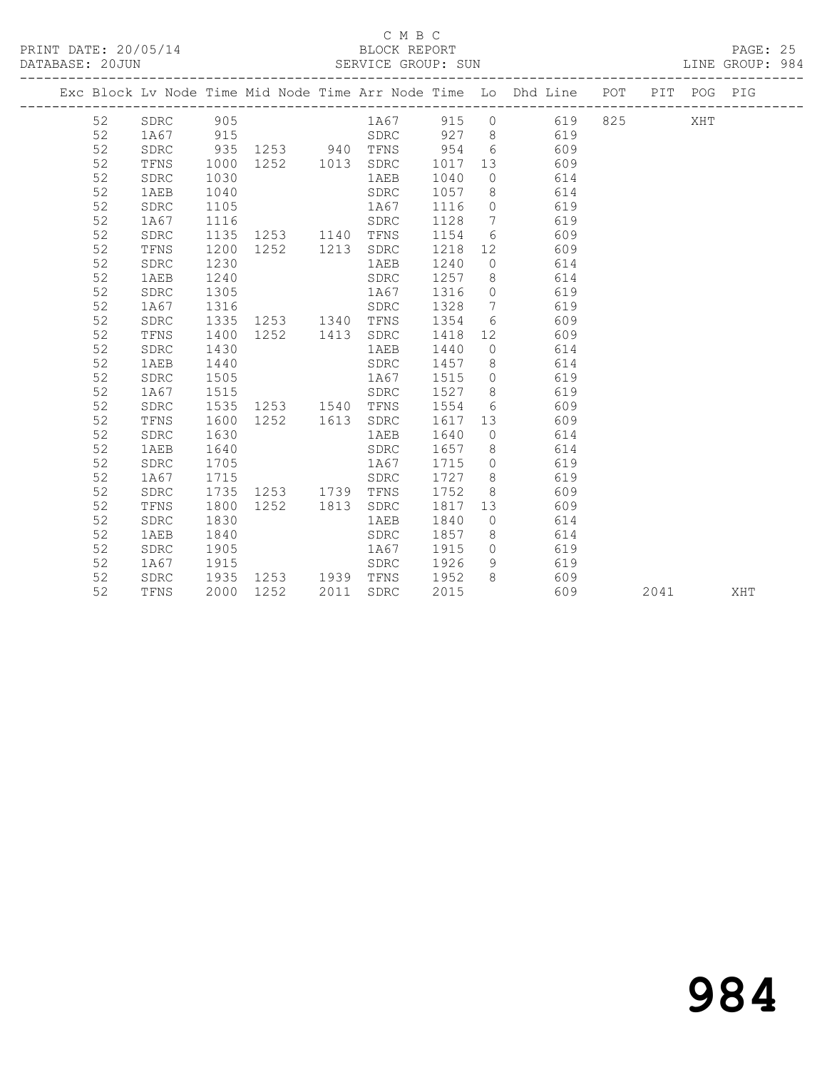C M B C

BLOCK REPORT

PRINT DATE: 20/05/14

DATABASE: 20JUN

SERVICE GROUP: SUN

LINE GROUP: 984

| Exc | Block | Lv | Node | Time | Mid Node | Time | Arr Node | Time | Lo | Dhd Line | POT | PIT | POG | PIG |
|---|---|---|---|---|---|---|---|---|---|---|---|---|---|---|
| | 52 | | SDRC | 905 | | | 1A67 | 915 | 0 | 619 | 825 | | XHT | |
| | 52 | | 1A67 | 915 | | | SDRC | 927 | 8 | 619 | | | | |
| | 52 | | SDRC | 935 | 1253 | 940 | TFNS | 954 | 6 | 609 | | | | |
| | 52 | | TFNS | 1000 | 1252 | 1013 | SDRC | 1017 | 13 | 609 | | | | |
| | 52 | | SDRC | 1030 | | | 1AEB | 1040 | 0 | 614 | | | | |
| | 52 | | 1AEB | 1040 | | | SDRC | 1057 | 8 | 614 | | | | |
| | 52 | | SDRC | 1105 | | | 1A67 | 1116 | 0 | 619 | | | | |
| | 52 | | 1A67 | 1116 | | | SDRC | 1128 | 7 | 619 | | | | |
| | 52 | | SDRC | 1135 | 1253 | 1140 | TFNS | 1154 | 6 | 609 | | | | |
| | 52 | | TFNS | 1200 | 1252 | 1213 | SDRC | 1218 | 12 | 609 | | | | |
| | 52 | | SDRC | 1230 | | | 1AEB | 1240 | 0 | 614 | | | | |
| | 52 | | 1AEB | 1240 | | | SDRC | 1257 | 8 | 614 | | | | |
| | 52 | | SDRC | 1305 | | | 1A67 | 1316 | 0 | 619 | | | | |
| | 52 | | 1A67 | 1316 | | | SDRC | 1328 | 7 | 619 | | | | |
| | 52 | | SDRC | 1335 | 1253 | 1340 | TFNS | 1354 | 6 | 609 | | | | |
| | 52 | | TFNS | 1400 | 1252 | 1413 | SDRC | 1418 | 12 | 609 | | | | |
| | 52 | | SDRC | 1430 | | | 1AEB | 1440 | 0 | 614 | | | | |
| | 52 | | 1AEB | 1440 | | | SDRC | 1457 | 8 | 614 | | | | |
| | 52 | | SDRC | 1505 | | | 1A67 | 1515 | 0 | 619 | | | | |
| | 52 | | 1A67 | 1515 | | | SDRC | 1527 | 8 | 619 | | | | |
| | 52 | | SDRC | 1535 | 1253 | 1540 | TFNS | 1554 | 6 | 609 | | | | |
| | 52 | | TFNS | 1600 | 1252 | 1613 | SDRC | 1617 | 13 | 609 | | | | |
| | 52 | | SDRC | 1630 | | | 1AEB | 1640 | 0 | 614 | | | | |
| | 52 | | 1AEB | 1640 | | | SDRC | 1657 | 8 | 614 | | | | |
| | 52 | | SDRC | 1705 | | | 1A67 | 1715 | 0 | 619 | | | | |
| | 52 | | 1A67 | 1715 | | | SDRC | 1727 | 8 | 619 | | | | |
| | 52 | | SDRC | 1735 | 1253 | 1739 | TFNS | 1752 | 8 | 609 | | | | |
| | 52 | | TFNS | 1800 | 1252 | 1813 | SDRC | 1817 | 13 | 609 | | | | |
| | 52 | | SDRC | 1830 | | | 1AEB | 1840 | 0 | 614 | | | | |
| | 52 | | 1AEB | 1840 | | | SDRC | 1857 | 8 | 614 | | | | |
| | 52 | | SDRC | 1905 | | | 1A67 | 1915 | 0 | 619 | | | | |
| | 52 | | 1A67 | 1915 | | | SDRC | 1926 | 9 | 619 | | | | |
| | 52 | | SDRC | 1935 | 1253 | 1939 | TFNS | 1952 | 8 | 609 | | | | |
| | 52 | | TFNS | 2000 | 1252 | 2011 | SDRC | 2015 | | 609 | | 2041 | | XHT |

984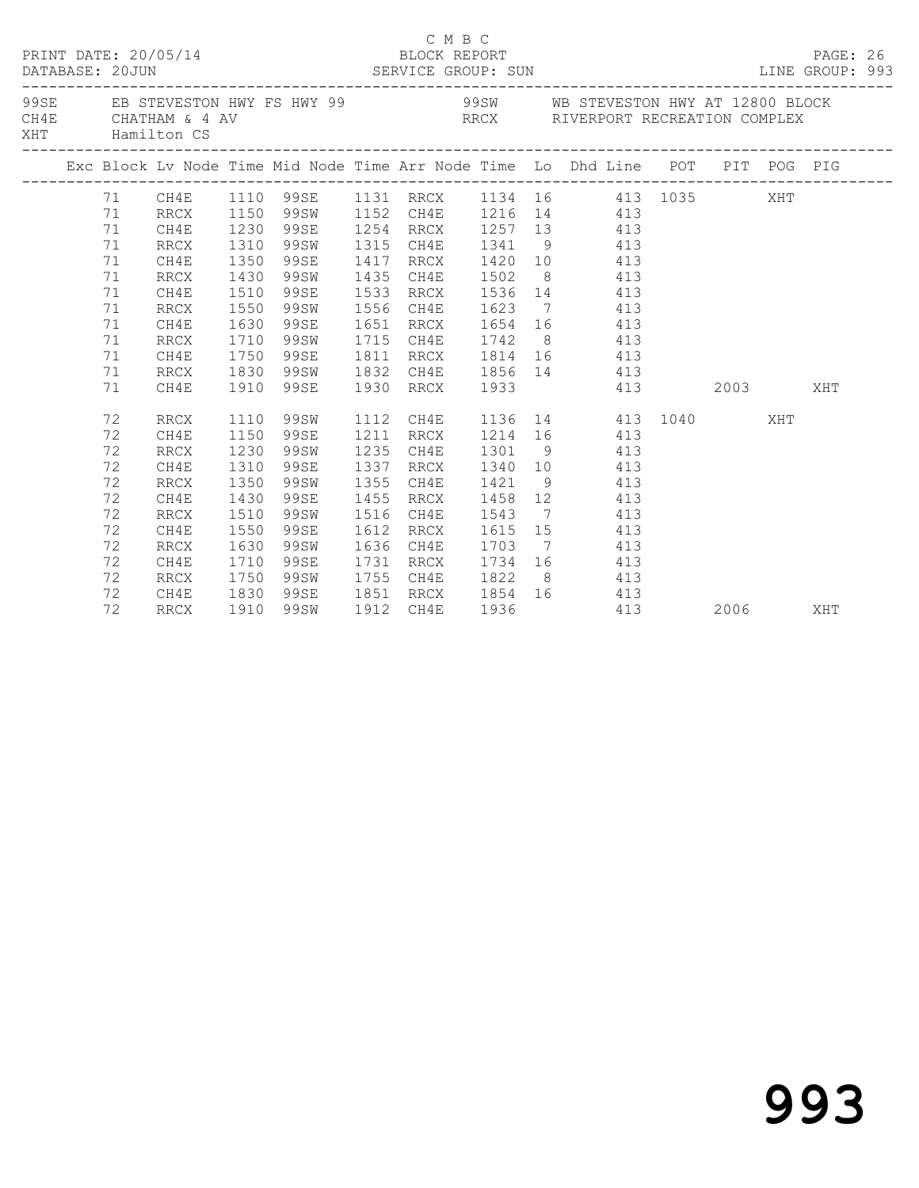C M B C

BLOCK REPORT

SERVICE GROUP: SUN

PRINT DATE: 20/05/14
DATABASE: 20JUN

PAGE: 26
LINE GROUP: 993

99SE EB STEVESTON HWY FS HWY 99 — 99SW WB STEVESTON HWY AT 12800 BLOCK
CH4E CHATHAM & 4 AV — RRCX RIVERPORT RECREATION COMPLEX
XHT Hamilton CS

| Exc | Block | Lv Node | Time | Mid Node | Time | Arr Node | Time | Lo | Dhd Line | POT | PIT | POG | PIG |
|---|---|---|---|---|---|---|---|---|---|---|---|---|---|
| | 71 | CH4E | 1110 | 99SE | 1131 | RRCX | 1134 | 16 | 413 | 1035 | | XHT | |
| | 71 | RRCX | 1150 | 99SW | 1152 | CH4E | 1216 | 14 | 413 | | | | |
| | 71 | CH4E | 1230 | 99SE | 1254 | RRCX | 1257 | 13 | 413 | | | | |
| | 71 | RRCX | 1310 | 99SW | 1315 | CH4E | 1341 | 9 | 413 | | | | |
| | 71 | CH4E | 1350 | 99SE | 1417 | RRCX | 1420 | 10 | 413 | | | | |
| | 71 | RRCX | 1430 | 99SW | 1435 | CH4E | 1502 | 8 | 413 | | | | |
| | 71 | CH4E | 1510 | 99SE | 1533 | RRCX | 1536 | 14 | 413 | | | | |
| | 71 | RRCX | 1550 | 99SW | 1556 | CH4E | 1623 | 7 | 413 | | | | |
| | 71 | CH4E | 1630 | 99SE | 1651 | RRCX | 1654 | 16 | 413 | | | | |
| | 71 | RRCX | 1710 | 99SW | 1715 | CH4E | 1742 | 8 | 413 | | | | |
| | 71 | CH4E | 1750 | 99SE | 1811 | RRCX | 1814 | 16 | 413 | | | | |
| | 71 | RRCX | 1830 | 99SW | 1832 | CH4E | 1856 | 14 | 413 | | | | |
| | 71 | CH4E | 1910 | 99SE | 1930 | RRCX | 1933 | | 413 | | 2003 | | XHT |
| | 72 | RRCX | 1110 | 99SW | 1112 | CH4E | 1136 | 14 | 413 | 1040 | | XHT | |
| | 72 | CH4E | 1150 | 99SE | 1211 | RRCX | 1214 | 16 | 413 | | | | |
| | 72 | RRCX | 1230 | 99SW | 1235 | CH4E | 1301 | 9 | 413 | | | | |
| | 72 | CH4E | 1310 | 99SE | 1337 | RRCX | 1340 | 10 | 413 | | | | |
| | 72 | RRCX | 1350 | 99SW | 1355 | CH4E | 1421 | 9 | 413 | | | | |
| | 72 | CH4E | 1430 | 99SE | 1455 | RRCX | 1458 | 12 | 413 | | | | |
| | 72 | RRCX | 1510 | 99SW | 1516 | CH4E | 1543 | 7 | 413 | | | | |
| | 72 | CH4E | 1550 | 99SE | 1612 | RRCX | 1615 | 15 | 413 | | | | |
| | 72 | RRCX | 1630 | 99SW | 1636 | CH4E | 1703 | 7 | 413 | | | | |
| | 72 | CH4E | 1710 | 99SE | 1731 | RRCX | 1734 | 16 | 413 | | | | |
| | 72 | RRCX | 1750 | 99SW | 1755 | CH4E | 1822 | 8 | 413 | | | | |
| | 72 | CH4E | 1830 | 99SE | 1851 | RRCX | 1854 | 16 | 413 | | | | |
| | 72 | RRCX | 1910 | 99SW | 1912 | CH4E | 1936 | | 413 | | 2006 | | XHT |

993